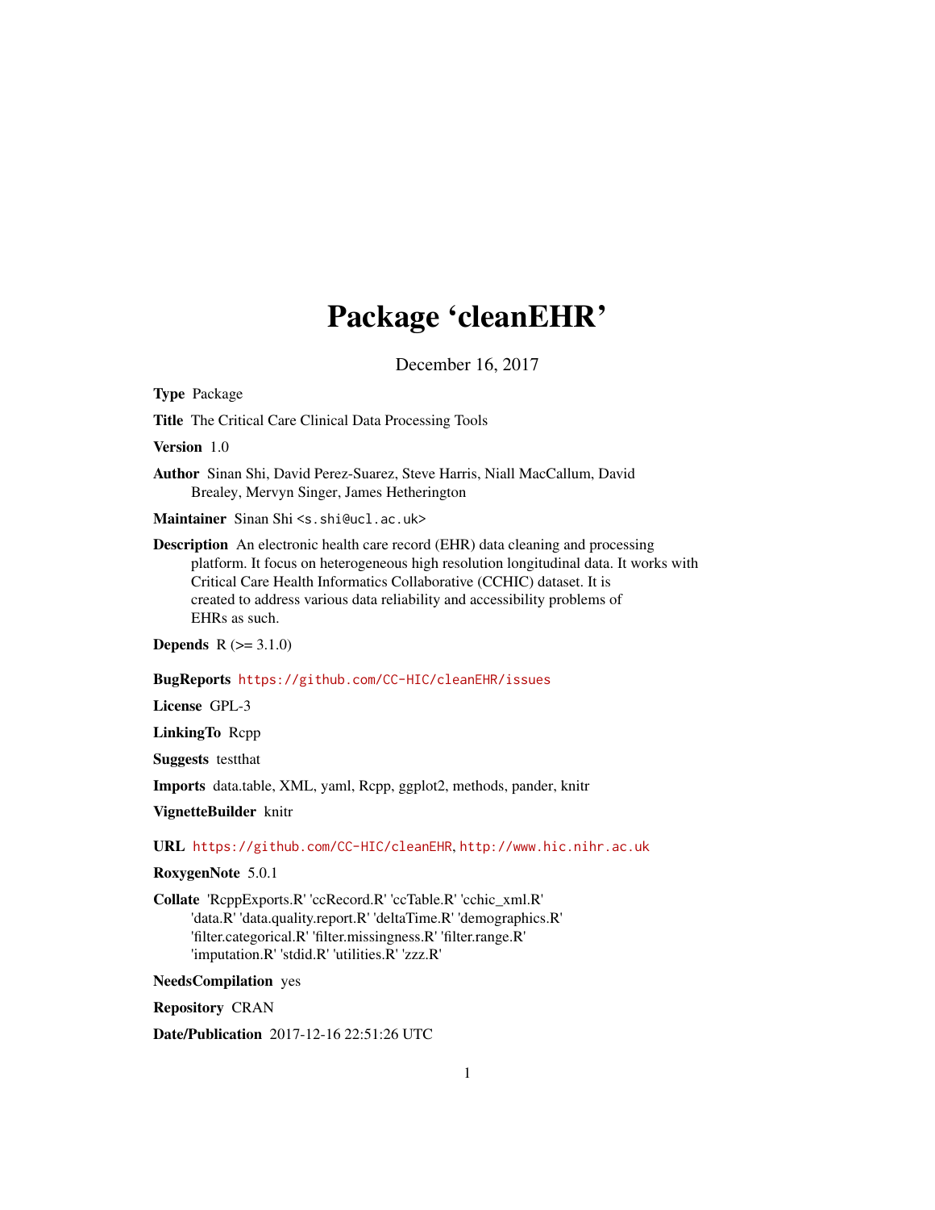# Package 'cleanEHR'

December 16, 2017

**Type** Package

**Title** The Critical Care Clinical Data Processing Tools

**Version** 1.0

**Author** Sinan Shi, David Perez-Suarez, Steve Harris, Niall MacCallum, David Brealey, Mervyn Singer, James Hetherington

**Maintainer** Sinan Shi <s.shi@ucl.ac.uk>

**Description** An electronic health care record (EHR) data cleaning and processing platform. It focus on heterogeneous high resolution longitudinal data. It works with Critical Care Health Informatics Collaborative (CCHIC) dataset. It is created to address various data reliability and accessibility problems of EHRs as such.

**Depends** R (>= 3.1.0)

**BugReports** https://github.com/CC-HIC/cleanEHR/issues

**License** GPL-3

**LinkingTo** Rcpp

**Suggests** testthat

**Imports** data.table, XML, yaml, Rcpp, ggplot2, methods, pander, knitr

**VignetteBuilder** knitr

**URL** https://github.com/CC-HIC/cleanEHR, http://www.hic.nihr.ac.uk

**RoxygenNote** 5.0.1

**Collate** 'RcppExports.R' 'ccRecord.R' 'ccTable.R' 'cchic_xml.R' 'data.R' 'data.quality.report.R' 'deltaTime.R' 'demographics.R' 'filter.categorical.R' 'filter.missingness.R' 'filter.range.R' 'imputation.R' 'stdid.R' 'utilities.R' 'zzz.R'

**NeedsCompilation** yes

**Repository** CRAN

**Date/Publication** 2017-12-16 22:51:26 UTC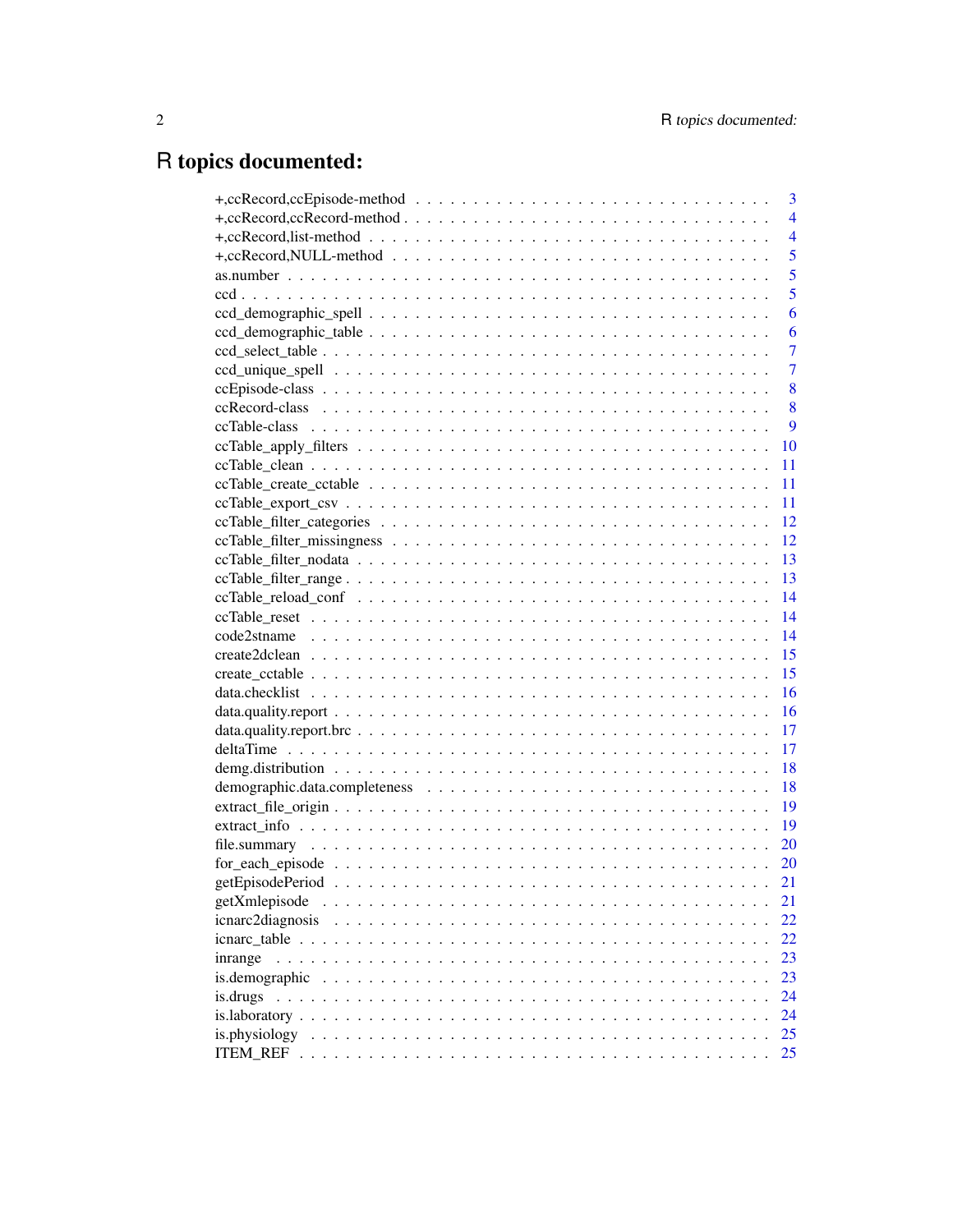# R topics documented:

+,ccRecord,ccEpisode-method . . . . . . . . . . . . . . . . . . . . . . . . . . . . . . 3
+,ccRecord,ccRecord-method . . . . . . . . . . . . . . . . . . . . . . . . . . . . . . 4
+,ccRecord,list-method . . . . . . . . . . . . . . . . . . . . . . . . . . . . . . 4
+,ccRecord,NULL-method . . . . . . . . . . . . . . . . . . . . . . . . . . . . . . 5
as.number . . . . . . . . . . . . . . . . . . . . . . . . . . . . . . 5
ccd . . . . . . . . . . . . . . . . . . . . . . . . . . . . . . 5
ccd_demographic_spell . . . . . . . . . . . . . . . . . . . . . . . . . . . . . . 6
ccd_demographic_table . . . . . . . . . . . . . . . . . . . . . . . . . . . . . . 6
ccd_select_table . . . . . . . . . . . . . . . . . . . . . . . . . . . . . . 7
ccd_unique_spell . . . . . . . . . . . . . . . . . . . . . . . . . . . . . . 7
ccEpisode-class . . . . . . . . . . . . . . . . . . . . . . . . . . . . . . 8
ccRecord-class . . . . . . . . . . . . . . . . . . . . . . . . . . . . . . 8
ccTable-class . . . . . . . . . . . . . . . . . . . . . . . . . . . . . . 9
ccTable_apply_filters . . . . . . . . . . . . . . . . . . . . . . . . . . . . . . 10
ccTable_clean . . . . . . . . . . . . . . . . . . . . . . . . . . . . . . 11
ccTable_create_cctable . . . . . . . . . . . . . . . . . . . . . . . . . . . . . . 11
ccTable_export_csv . . . . . . . . . . . . . . . . . . . . . . . . . . . . . . 11
ccTable_filter_categories . . . . . . . . . . . . . . . . . . . . . . . . . . . . . . 12
ccTable_filter_missingness . . . . . . . . . . . . . . . . . . . . . . . . . . . . . . 12
ccTable_filter_nodata . . . . . . . . . . . . . . . . . . . . . . . . . . . . . . 13
ccTable_filter_range . . . . . . . . . . . . . . . . . . . . . . . . . . . . . . 13
ccTable_reload_conf . . . . . . . . . . . . . . . . . . . . . . . . . . . . . . 14
ccTable_reset . . . . . . . . . . . . . . . . . . . . . . . . . . . . . . 14
code2stname . . . . . . . . . . . . . . . . . . . . . . . . . . . . . . 14
create2dclean . . . . . . . . . . . . . . . . . . . . . . . . . . . . . . 15
create_cctable . . . . . . . . . . . . . . . . . . . . . . . . . . . . . . 15
data.checklist . . . . . . . . . . . . . . . . . . . . . . . . . . . . . . 16
data.quality.report . . . . . . . . . . . . . . . . . . . . . . . . . . . . . . 16
data.quality.report.brc . . . . . . . . . . . . . . . . . . . . . . . . . . . . . . 17
deltaTime . . . . . . . . . . . . . . . . . . . . . . . . . . . . . . 17
demg.distribution . . . . . . . . . . . . . . . . . . . . . . . . . . . . . . 18
demographic.data.completeness . . . . . . . . . . . . . . . . . . . . . . . . . . . . . . 18
extract_file_origin . . . . . . . . . . . . . . . . . . . . . . . . . . . . . . 19
extract_info . . . . . . . . . . . . . . . . . . . . . . . . . . . . . . 19
file.summary . . . . . . . . . . . . . . . . . . . . . . . . . . . . . . 20
for_each_episode . . . . . . . . . . . . . . . . . . . . . . . . . . . . . . 20
getEpisodePeriod . . . . . . . . . . . . . . . . . . . . . . . . . . . . . . 21
getXmlepisode . . . . . . . . . . . . . . . . . . . . . . . . . . . . . . 21
icnarc2diagnosis . . . . . . . . . . . . . . . . . . . . . . . . . . . . . . 22
icnarc_table . . . . . . . . . . . . . . . . . . . . . . . . . . . . . . 22
inrange . . . . . . . . . . . . . . . . . . . . . . . . . . . . . . 23
is.demographic . . . . . . . . . . . . . . . . . . . . . . . . . . . . . . 23
is.drugs . . . . . . . . . . . . . . . . . . . . . . . . . . . . . . 24
is.laboratory . . . . . . . . . . . . . . . . . . . . . . . . . . . . . . 24
is.physiology . . . . . . . . . . . . . . . . . . . . . . . . . . . . . . 25
ITEM_REF . . . . . . . . . . . . . . . . . . . . . . . . . . . . . . 25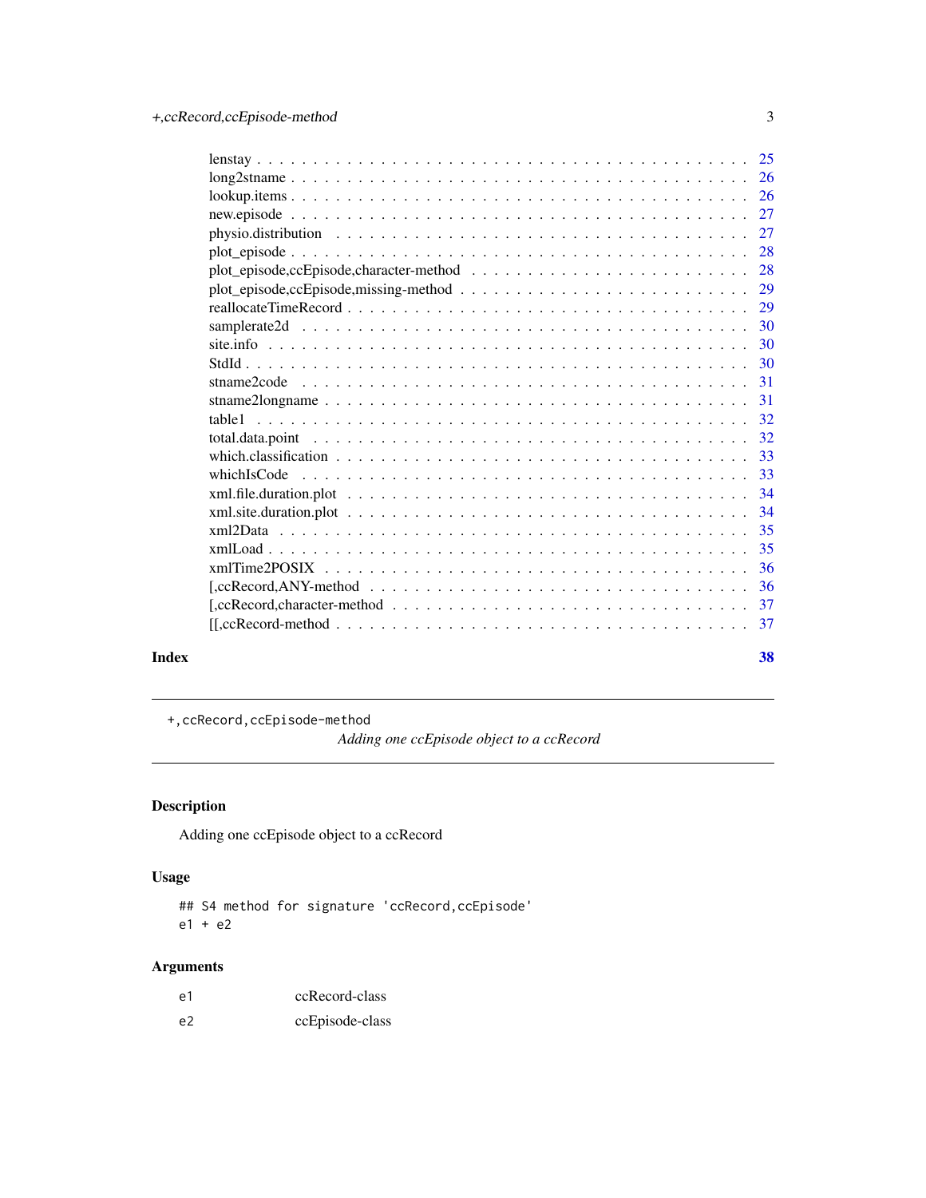| | |
|---|---|
| lenstay | 25 |
| long2stname | 26 |
| lookup.items | 26 |
| new.episode | 27 |
| physio.distribution | 27 |
| plot_episode | 28 |
| plot_episode,ccEpisode,character-method | 28 |
| plot_episode,ccEpisode,missing-method | 29 |
| reallocateTimeRecord | 29 |
| samplerate2d | 30 |
| site.info | 30 |
| StdId | 30 |
| stname2code | 31 |
| stname2longname | 31 |
| table1 | 32 |
| total.data.point | 32 |
| which.classification | 33 |
| whichIsCode | 33 |
| xml.file.duration.plot | 34 |
| xml.site.duration.plot | 34 |
| xml2Data | 35 |
| xmlLoad | 35 |
| xmlTime2POSIX | 36 |
| [,ccRecord,ANY-method | 36 |
| [,ccRecord,character-method | 37 |
| [[,ccRecord-method | 37 |

**Index** **38**

---

`+,ccRecord,ccEpisode-method`

*Adding one ccEpisode object to a ccRecord*

---

## Description

Adding one ccEpisode object to a ccRecord

## Usage

```
## S4 method for signature 'ccRecord,ccEpisode'
e1 + e2
```

## Arguments

| | |
|---|---|
| `e1` | ccRecord-class |
| `e2` | ccEpisode-class |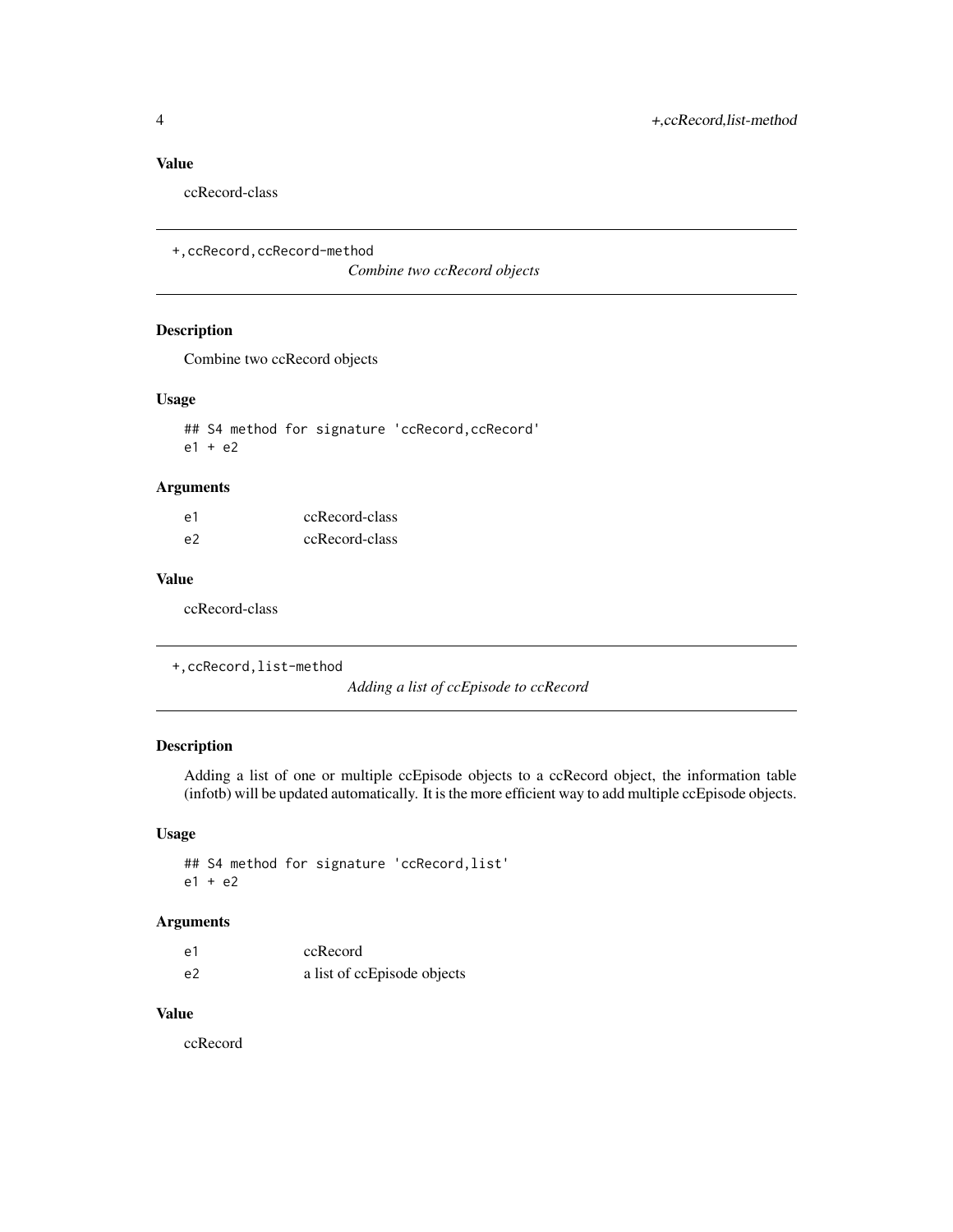### Value

ccRecord-class

## +,ccRecord,ccRecord-method

*Combine two ccRecord objects*

### Description

Combine two ccRecord objects

### Usage

```
## S4 method for signature 'ccRecord,ccRecord'
e1 + e2
```

### Arguments

| | |
|---|---|
| e1 | ccRecord-class |
| e2 | ccRecord-class |

### Value

ccRecord-class

## +,ccRecord,list-method

*Adding a list of ccEpisode to ccRecord*

### Description

Adding a list of one or multiple ccEpisode objects to a ccRecord object, the information table (infotb) will be updated automatically. It is the more efficient way to add multiple ccEpisode objects.

### Usage

```
## S4 method for signature 'ccRecord,list'
e1 + e2
```

### Arguments

| | |
|---|---|
| e1 | ccRecord |
| e2 | a list of ccEpisode objects |

### Value

ccRecord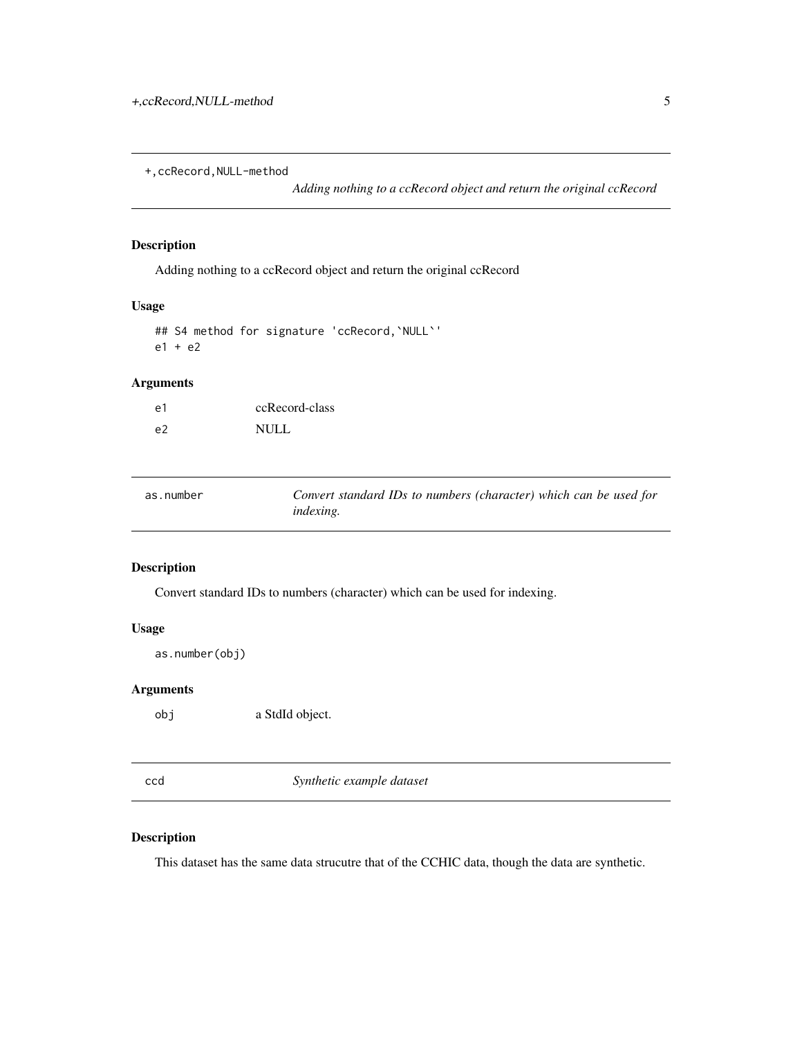## +,ccRecord,NULL-method

*Adding nothing to a ccRecord object and return the original ccRecord*

### Description

Adding nothing to a ccRecord object and return the original ccRecord

### Usage

```
## S4 method for signature 'ccRecord,`NULL`'
e1 + e2
```

### Arguments

| | |
|---|---|
| e1 | ccRecord-class |
| e2 | NULL |

## as.number

*Convert standard IDs to numbers (character) which can be used for indexing.*

### Description

Convert standard IDs to numbers (character) which can be used for indexing.

### Usage

```
as.number(obj)
```

### Arguments

| | |
|---|---|
| obj | a StdId object. |

## ccd

*Synthetic example dataset*

### Description

This dataset has the same data strucutre that of the CCHIC data, though the data are synthetic.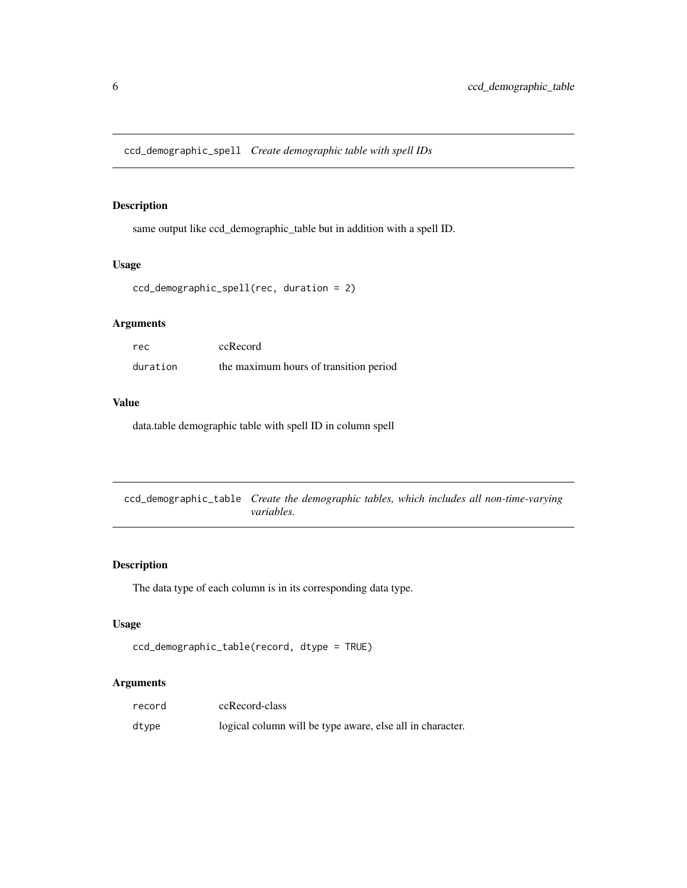## ccd_demographic_spell    *Create demographic table with spell IDs*

### Description

same output like ccd_demographic_table but in addition with a spell ID.

### Usage

```
ccd_demographic_spell(rec, duration = 2)
```

### Arguments

| | |
|---|---|
| rec | ccRecord |
| duration | the maximum hours of transition period |

### Value

data.table demographic table with spell ID in column spell

## ccd_demographic_table    *Create the demographic tables, which includes all non-time-varying variables.*

### Description

The data type of each column is in its corresponding data type.

### Usage

```
ccd_demographic_table(record, dtype = TRUE)
```

### Arguments

| | |
|---|---|
| record | ccRecord-class |
| dtype | logical column will be type aware, else all in character. |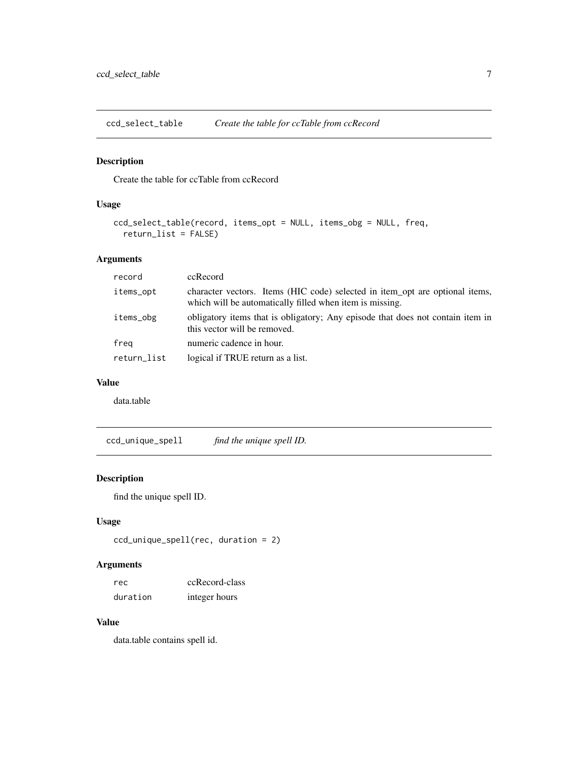## ccd_select_table *Create the table for ccTable from ccRecord*

### Description

Create the table for ccTable from ccRecord

### Usage

```
ccd_select_table(record, items_opt = NULL, items_obg = NULL, freq,
  return_list = FALSE)
```

### Arguments

| | |
|---|---|
| record | ccRecord |
| items_opt | character vectors. Items (HIC code) selected in item_opt are optional items, which will be automatically filled when item is missing. |
| items_obg | obligatory items that is obligatory; Any episode that does not contain item in this vector will be removed. |
| freq | numeric cadence in hour. |
| return_list | logical if TRUE return as a list. |

### Value

data.table

## ccd_unique_spell *find the unique spell ID.*

### Description

find the unique spell ID.

### Usage

```
ccd_unique_spell(rec, duration = 2)
```

### Arguments

| | |
|---|---|
| rec | ccRecord-class |
| duration | integer hours |

### Value

data.table contains spell id.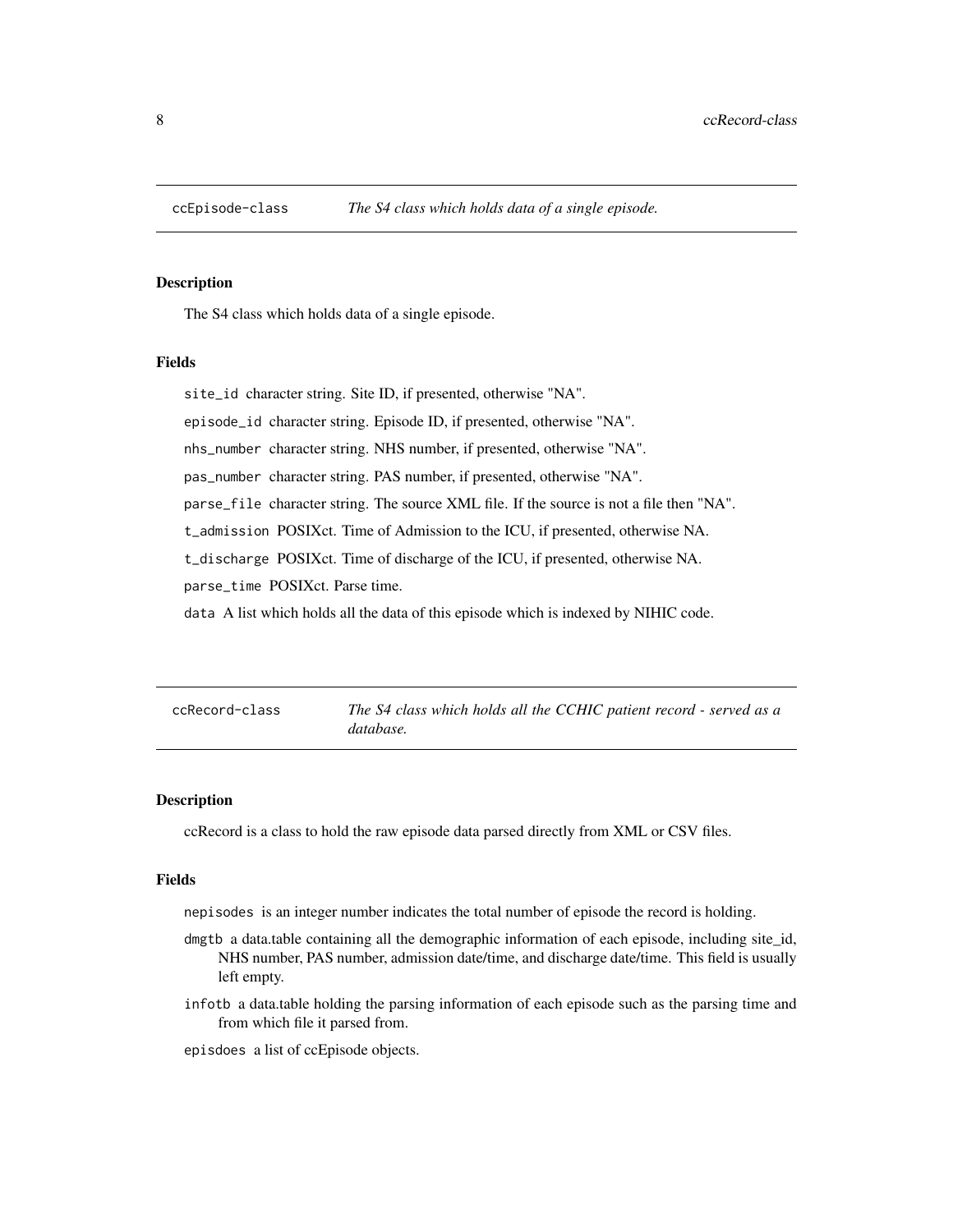## ccEpisode-class — *The S4 class which holds data of a single episode.*

### Description

The S4 class which holds data of a single episode.

### Fields

`site_id` character string. Site ID, if presented, otherwise "NA".

`episode_id` character string. Episode ID, if presented, otherwise "NA".

`nhs_number` character string. NHS number, if presented, otherwise "NA".

`pas_number` character string. PAS number, if presented, otherwise "NA".

`parse_file` character string. The source XML file. If the source is not a file then "NA".

`t_admission` POSIXct. Time of Admission to the ICU, if presented, otherwise NA.

`t_discharge` POSIXct. Time of discharge of the ICU, if presented, otherwise NA.

`parse_time` POSIXct. Parse time.

`data` A list which holds all the data of this episode which is indexed by NIHIC code.

## ccRecord-class — *The S4 class which holds all the CCHIC patient record - served as a database.*

### Description

ccRecord is a class to hold the raw episode data parsed directly from XML or CSV files.

### Fields

`nepisodes` is an integer number indicates the total number of episode the record is holding.

`dmgtb` a data.table containing all the demographic information of each episode, including site_id, NHS number, PAS number, admission date/time, and discharge date/time. This field is usually left empty.

`infotb` a data.table holding the parsing information of each episode such as the parsing time and from which file it parsed from.

`episdoes` a list of ccEpisode objects.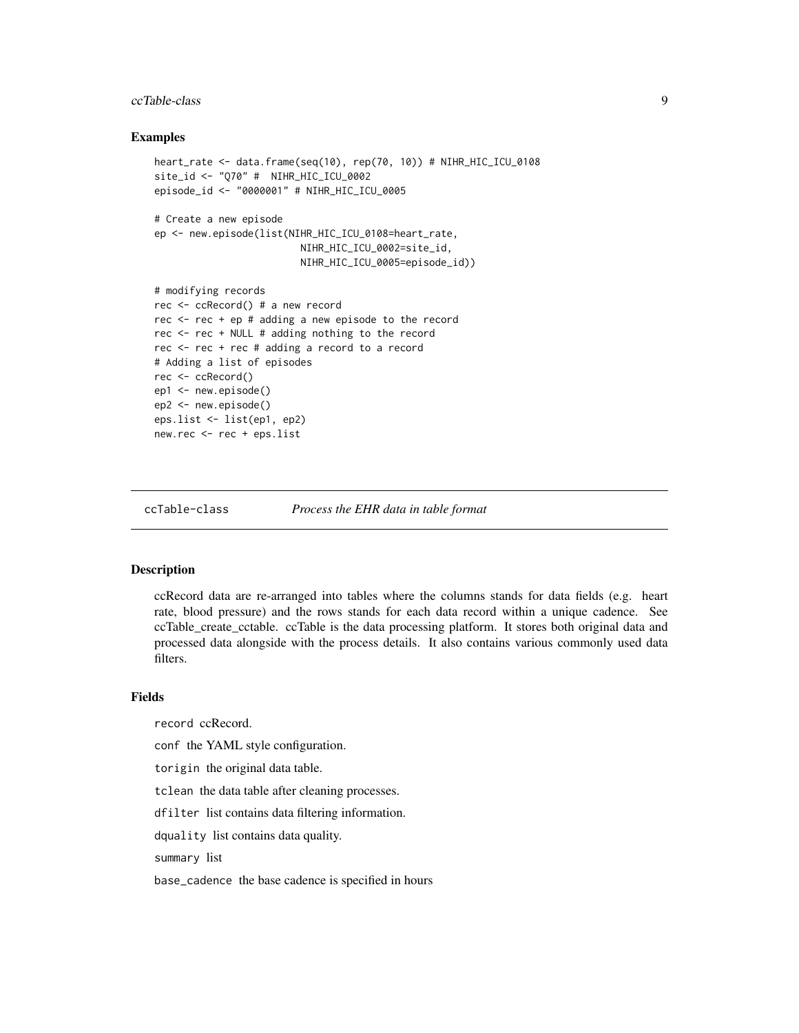### Examples

```
heart_rate <- data.frame(seq(10), rep(70, 10)) # NIHR_HIC_ICU_0108
site_id <- "Q70" #  NIHR_HIC_ICU_0002
episode_id <- "0000001" # NIHR_HIC_ICU_0005

# Create a new episode
ep <- new.episode(list(NIHR_HIC_ICU_0108=heart_rate,
                        NIHR_HIC_ICU_0002=site_id,
                        NIHR_HIC_ICU_0005=episode_id))

# modifying records
rec <- ccRecord() # a new record
rec <- rec + ep # adding a new episode to the record
rec <- rec + NULL # adding nothing to the record
rec <- rec + rec # adding a record to a record
# Adding a list of episodes
rec <- ccRecord()
ep1 <- new.episode()
ep2 <- new.episode()
eps.list <- list(ep1, ep2)
new.rec <- rec + eps.list
```

## ccTable-class    *Process the EHR data in table format*

### Description

ccRecord data are re-arranged into tables where the columns stands for data fields (e.g. heart rate, blood pressure) and the rows stands for each data record within a unique cadence. See ccTable_create_cctable. ccTable is the data processing platform. It stores both original data and processed data alongside with the process details. It also contains various commonly used data filters.

### Fields

`record` ccRecord.

`conf` the YAML style configuration.

`torigin` the original data table.

`tclean` the data table after cleaning processes.

`dfilter` list contains data filtering information.

`dquality` list contains data quality.

`summary` list

`base_cadence` the base cadence is specified in hours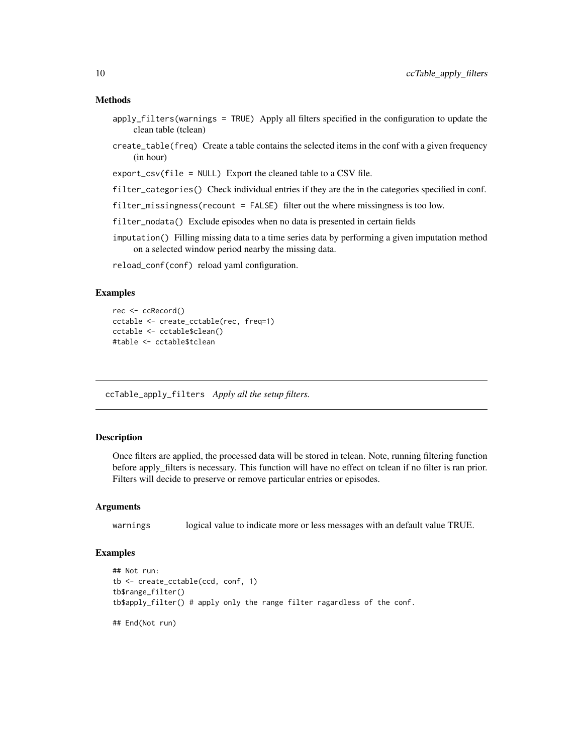### Methods

- `apply_filters(warnings = TRUE)` Apply all filters specified in the configuration to update the clean table (tclean)
- `create_table(freq)` Create a table contains the selected items in the conf with a given frequency (in hour)
- `export_csv(file = NULL)` Export the cleaned table to a CSV file.
- `filter_categories()` Check individual entries if they are the in the categories specified in conf.
- `filter_missingness(recount = FALSE)` filter out the where missingness is too low.
- `filter_nodata()` Exclude episodes when no data is presented in certain fields
- `imputation()` Filling missing data to a time series data by performing a given imputation method on a selected window period nearby the missing data.
- `reload_conf(conf)` reload yaml configuration.

### Examples

```
rec <- ccRecord()
cctable <- create_cctable(rec, freq=1)
cctable <- cctable$clean()
#table <- cctable$tclean
```

---

## ccTable_apply_filters *Apply all the setup filters.*

---

### Description

Once filters are applied, the processed data will be stored in tclean. Note, running filtering function before apply_filters is necessary. This function will have no effect on tclean if no filter is ran prior. Filters will decide to preserve or remove particular entries or episodes.

### Arguments

| | |
|---|---|
| `warnings` | logical value to indicate more or less messages with an default value TRUE. |

### Examples

```
## Not run:
tb <- create_cctable(ccd, conf, 1)
tb$range_filter()
tb$apply_filter() # apply only the range filter ragardless of the conf.

## End(Not run)
```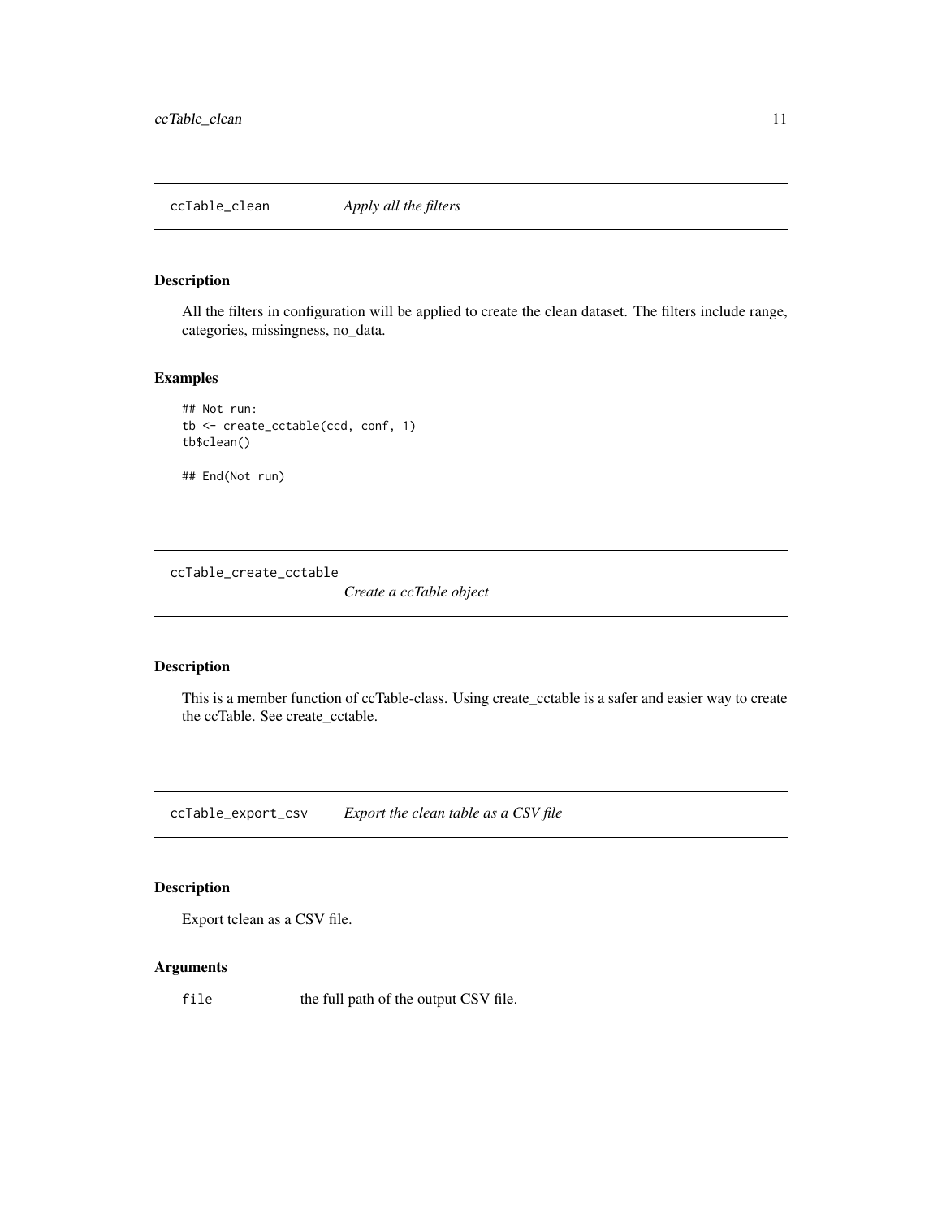## ccTable_clean *Apply all the filters*

### Description

All the filters in configuration will be applied to create the clean dataset. The filters include range, categories, missingness, no_data.

### Examples

```
## Not run:
tb <- create_cctable(ccd, conf, 1)
tb$clean()

## End(Not run)
```

## ccTable_create_cctable *Create a ccTable object*

### Description

This is a member function of ccTable-class. Using create_cctable is a safer and easier way to create the ccTable. See create_cctable.

## ccTable_export_csv *Export the clean table as a CSV file*

### Description

Export tclean as a CSV file.

### Arguments

| | |
|---|---|
| file | the full path of the output CSV file. |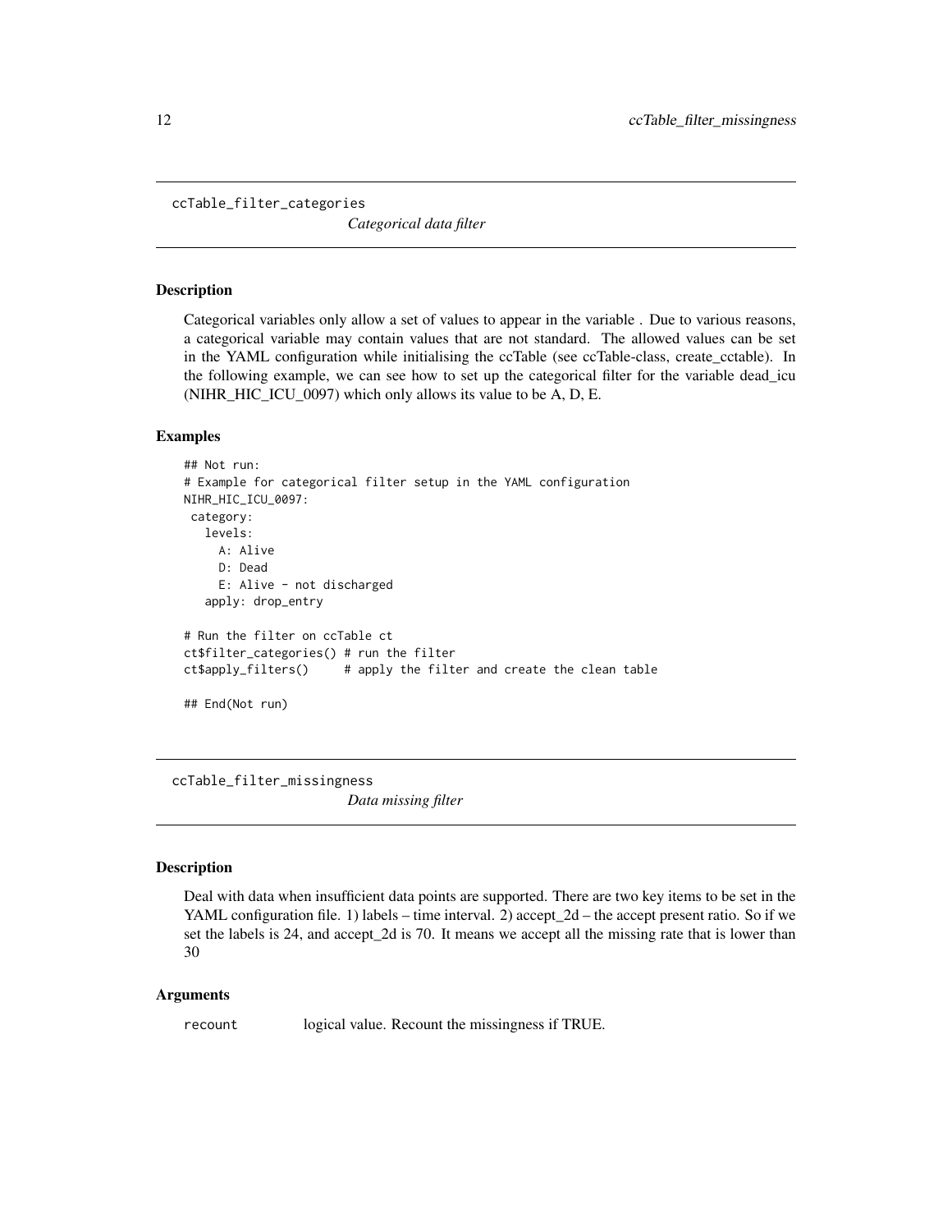## ccTable_filter_categories

*Categorical data filter*

### Description

Categorical variables only allow a set of values to appear in the variable . Due to various reasons, a categorical variable may contain values that are not standard. The allowed values can be set in the YAML configuration while initialising the ccTable (see ccTable-class, create_cctable). In the following example, we can see how to set up the categorical filter for the variable dead_icu (NIHR_HIC_ICU_0097) which only allows its value to be A, D, E.

### Examples

```
## Not run:
# Example for categorical filter setup in the YAML configuration
NIHR_HIC_ICU_0097:
 category:
   levels:
     A: Alive
     D: Dead
     E: Alive - not discharged
   apply: drop_entry

# Run the filter on ccTable ct
ct$filter_categories() # run the filter
ct$apply_filters()     # apply the filter and create the clean table

## End(Not run)
```

## ccTable_filter_missingness

*Data missing filter*

### Description

Deal with data when insufficient data points are supported. There are two key items to be set in the YAML configuration file. 1) labels – time interval. 2) accept_2d – the accept present ratio. So if we set the labels is 24, and accept_2d is 70. It means we accept all the missing rate that is lower than 30

### Arguments

| | |
|---|---|
| recount | logical value. Recount the missingness if TRUE. |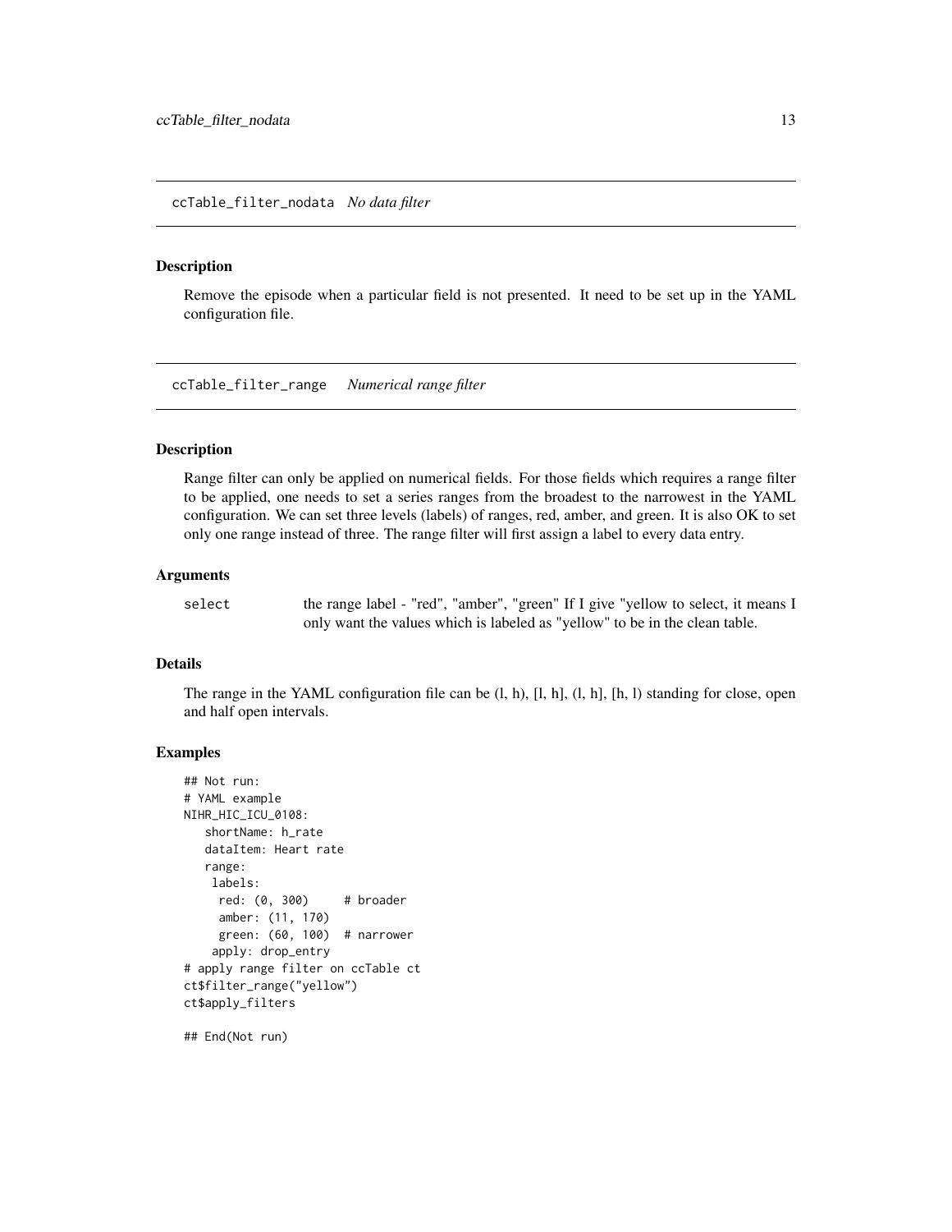## ccTable_filter_nodata *No data filter*

### Description

Remove the episode when a particular field is not presented. It need to be set up in the YAML configuration file.

## ccTable_filter_range *Numerical range filter*

### Description

Range filter can only be applied on numerical fields. For those fields which requires a range filter to be applied, one needs to set a series ranges from the broadest to the narrowest in the YAML configuration. We can set three levels (labels) of ranges, red, amber, and green. It is also OK to set only one range instead of three. The range filter will first assign a label to every data entry.

### Arguments

| | |
|---|---|
| select | the range label - "red", "amber", "green" If I give "yellow to select, it means I only want the values which is labeled as "yellow" to be in the clean table. |

### Details

The range in the YAML configuration file can be (l, h), [l, h], (l, h], [h, l) standing for close, open and half open intervals.

### Examples

```
## Not run:
# YAML example
NIHR_HIC_ICU_0108:
   shortName: h_rate
   dataItem: Heart rate
   range:
    labels:
     red: (0, 300)     # broader
     amber: (11, 170)
     green: (60, 100)  # narrower
    apply: drop_entry
# apply range filter on ccTable ct
ct$filter_range("yellow")
ct$apply_filters

## End(Not run)
```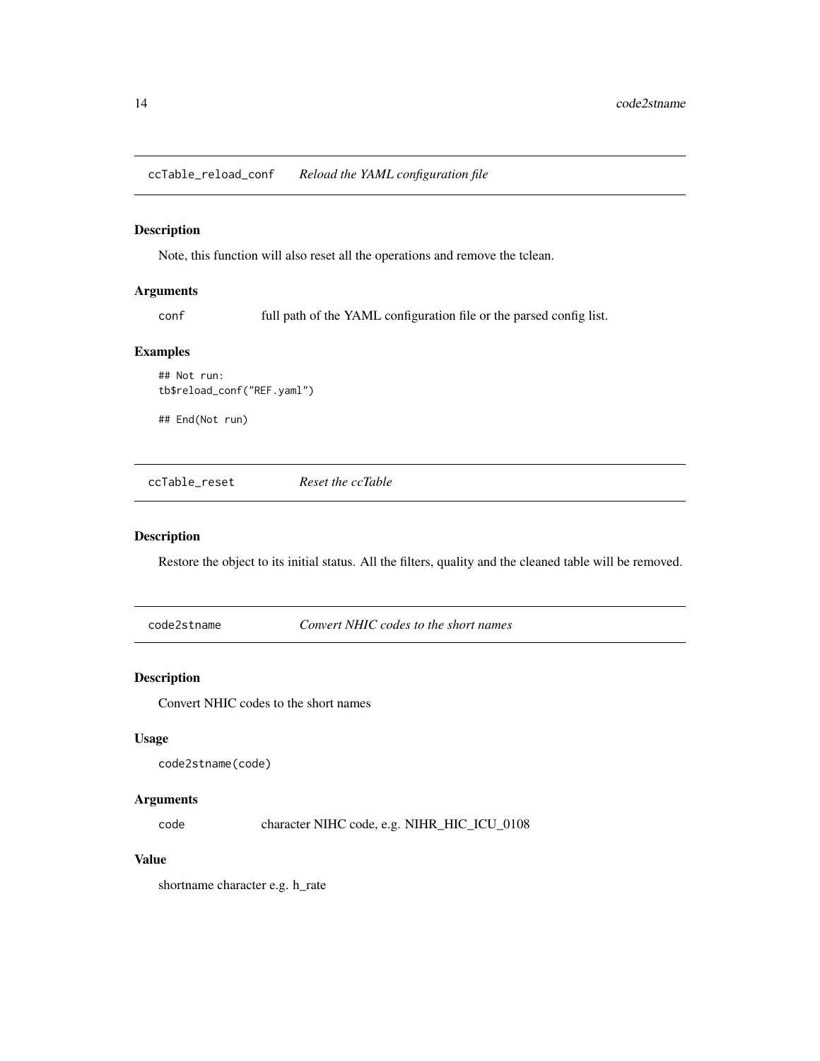## ccTable_reload_conf *Reload the YAML configuration file*

### Description

Note, this function will also reset all the operations and remove the tclean.

### Arguments

| | |
|---|---|
| conf | full path of the YAML configuration file or the parsed config list. |

### Examples

```
## Not run:
tb$reload_conf("REF.yaml")

## End(Not run)
```

## ccTable_reset *Reset the ccTable*

### Description

Restore the object to its initial status. All the filters, quality and the cleaned table will be removed.

## code2stname *Convert NHIC codes to the short names*

### Description

Convert NHIC codes to the short names

### Usage

```
code2stname(code)
```

### Arguments

| | |
|---|---|
| code | character NIHC code, e.g. NIHR_HIC_ICU_0108 |

### Value

shortname character e.g. h_rate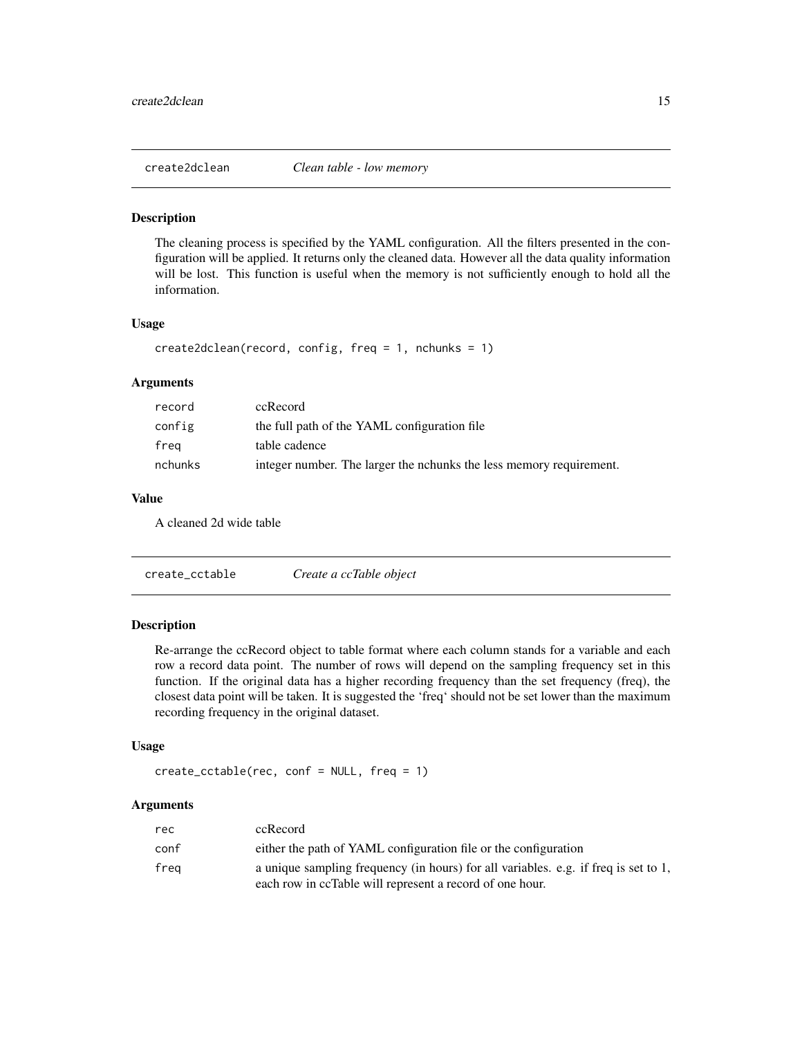## create2dclean — *Clean table - low memory*

### Description

The cleaning process is specified by the YAML configuration. All the filters presented in the configuration will be applied. It returns only the cleaned data. However all the data quality information will be lost. This function is useful when the memory is not sufficiently enough to hold all the information.

### Usage

```
create2dclean(record, config, freq = 1, nchunks = 1)
```

### Arguments

| | |
|---|---|
| record | ccRecord |
| config | the full path of the YAML configuration file |
| freq | table cadence |
| nchunks | integer number. The larger the nchunks the less memory requirement. |

### Value

A cleaned 2d wide table

## create_cctable — *Create a ccTable object*

### Description

Re-arrange the ccRecord object to table format where each column stands for a variable and each row a record data point. The number of rows will depend on the sampling frequency set in this function. If the original data has a higher recording frequency than the set frequency (freq), the closest data point will be taken. It is suggested the 'freq' should not be set lower than the maximum recording frequency in the original dataset.

### Usage

```
create_cctable(rec, conf = NULL, freq = 1)
```

### Arguments

| | |
|---|---|
| rec | ccRecord |
| conf | either the path of YAML configuration file or the configuration |
| freq | a unique sampling frequency (in hours) for all variables. e.g. if freq is set to 1, each row in ccTable will represent a record of one hour. |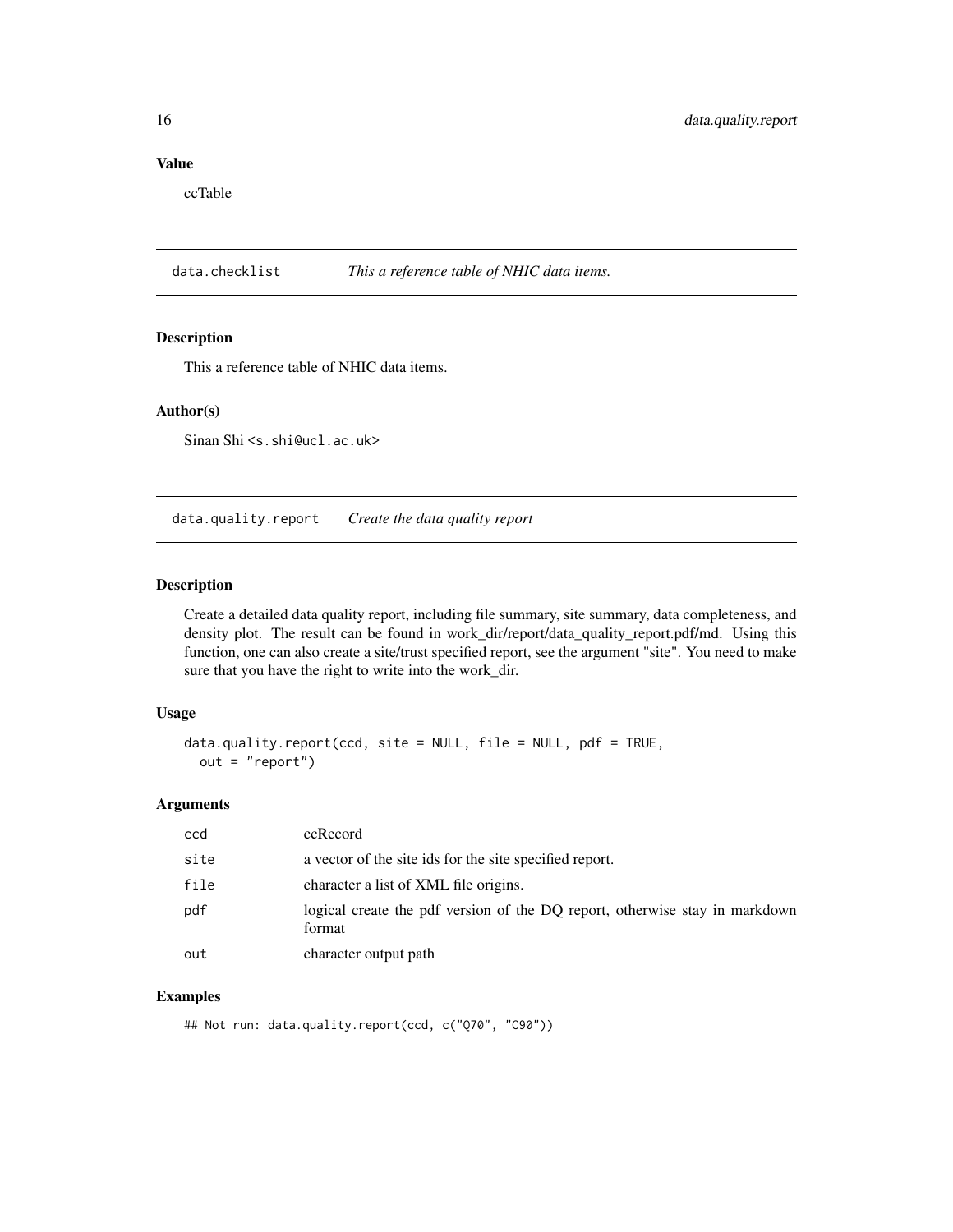## Value

ccTable

---

## data.checklist *This a reference table of NHIC data items.*

### Description

This a reference table of NHIC data items.

### Author(s)

Sinan Shi <s.shi@ucl.ac.uk>

---

## data.quality.report *Create the data quality report*

### Description

Create a detailed data quality report, including file summary, site summary, data completeness, and density plot. The result can be found in work_dir/report/data_quality_report.pdf/md. Using this function, one can also create a site/trust specified report, see the argument "site". You need to make sure that you have the right to write into the work_dir.

### Usage

```
data.quality.report(ccd, site = NULL, file = NULL, pdf = TRUE,
  out = "report")
```

### Arguments

| | |
|---|---|
| ccd | ccRecord |
| site | a vector of the site ids for the site specified report. |
| file | character a list of XML file origins. |
| pdf | logical create the pdf version of the DQ report, otherwise stay in markdown format |
| out | character output path |

### Examples

```
## Not run: data.quality.report(ccd, c("Q70", "C90"))
```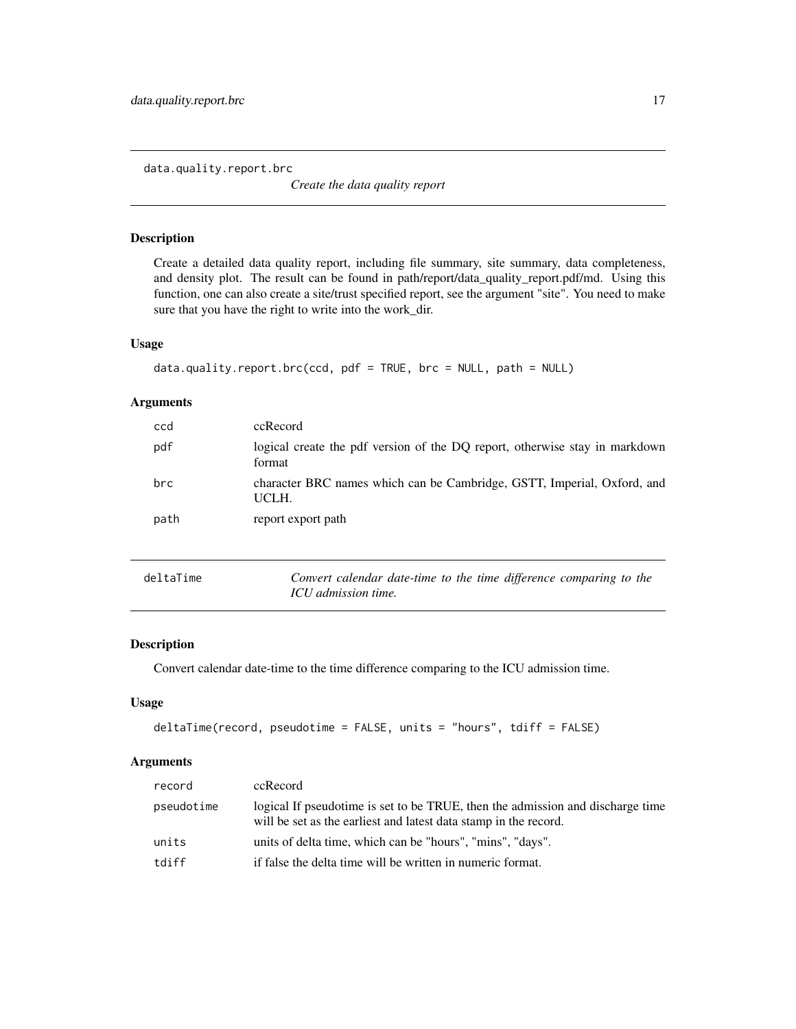## data.quality.report.brc

*Create the data quality report*

### Description

Create a detailed data quality report, including file summary, site summary, data completeness, and density plot. The result can be found in path/report/data_quality_report.pdf/md. Using this function, one can also create a site/trust specified report, see the argument "site". You need to make sure that you have the right to write into the work_dir.

### Usage

```
data.quality.report.brc(ccd, pdf = TRUE, brc = NULL, path = NULL)
```

### Arguments

| | |
|---|---|
| `ccd` | ccRecord |
| `pdf` | logical create the pdf version of the DQ report, otherwise stay in markdown format |
| `brc` | character BRC names which can be Cambridge, GSTT, Imperial, Oxford, and UCLH. |
| `path` | report export path |

## deltaTime

*Convert calendar date-time to the time difference comparing to the ICU admission time.*

### Description

Convert calendar date-time to the time difference comparing to the ICU admission time.

### Usage

```
deltaTime(record, pseudotime = FALSE, units = "hours", tdiff = FALSE)
```

### Arguments

| | |
|---|---|
| `record` | ccRecord |
| `pseudotime` | logical If pseudotime is set to be TRUE, then the admission and discharge time will be set as the earliest and latest data stamp in the record. |
| `units` | units of delta time, which can be "hours", "mins", "days". |
| `tdiff` | if false the delta time will be written in numeric format. |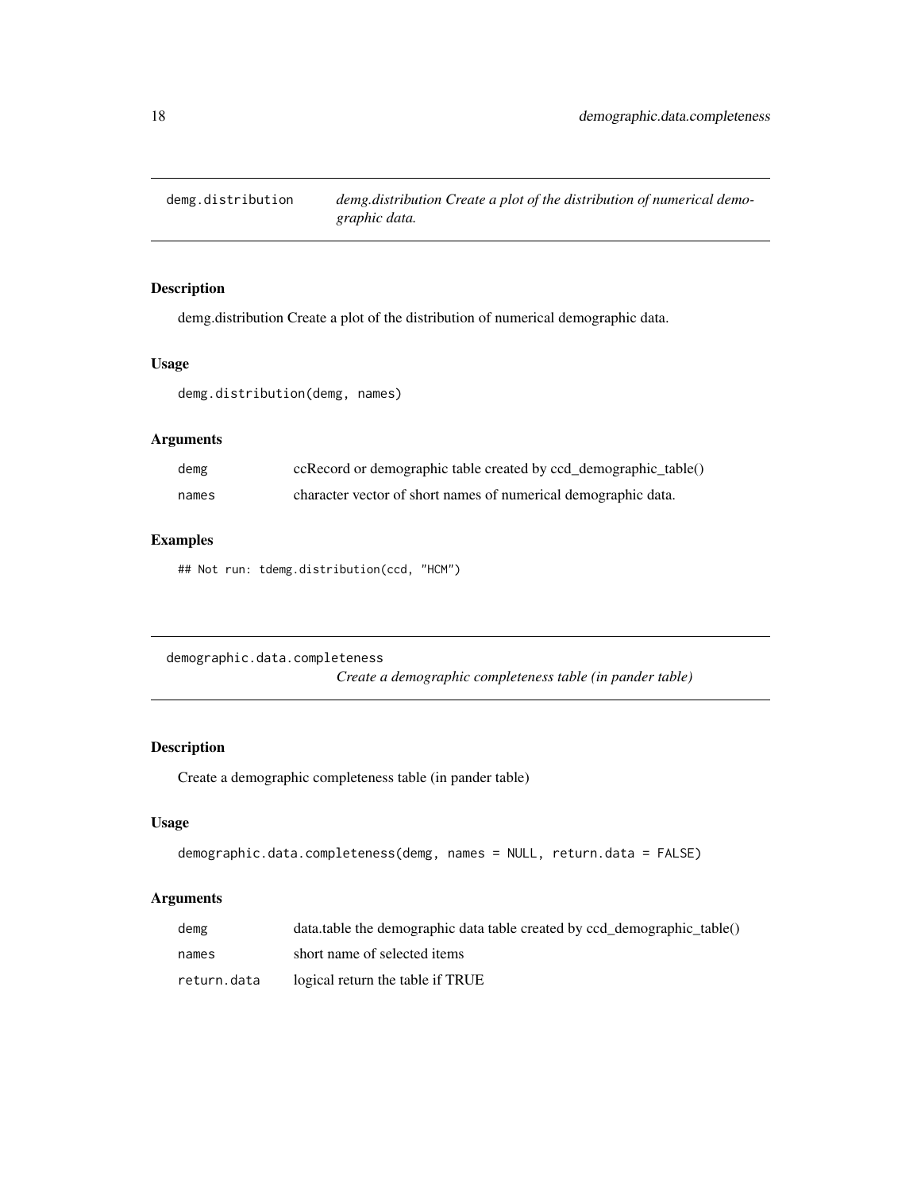## demg.distribution

*demg.distribution Create a plot of the distribution of numerical demographic data.*

### Description

demg.distribution Create a plot of the distribution of numerical demographic data.

### Usage

```
demg.distribution(demg, names)
```

### Arguments

| | |
|---|---|
| demg | ccRecord or demographic table created by ccd_demographic_table() |
| names | character vector of short names of numerical demographic data. |

### Examples

```
## Not run: tdemg.distribution(ccd, "HCM")
```

## demographic.data.completeness

*Create a demographic completeness table (in pander table)*

### Description

Create a demographic completeness table (in pander table)

### Usage

```
demographic.data.completeness(demg, names = NULL, return.data = FALSE)
```

### Arguments

| | |
|---|---|
| demg | data.table the demographic data table created by ccd_demographic_table() |
| names | short name of selected items |
| return.data | logical return the table if TRUE |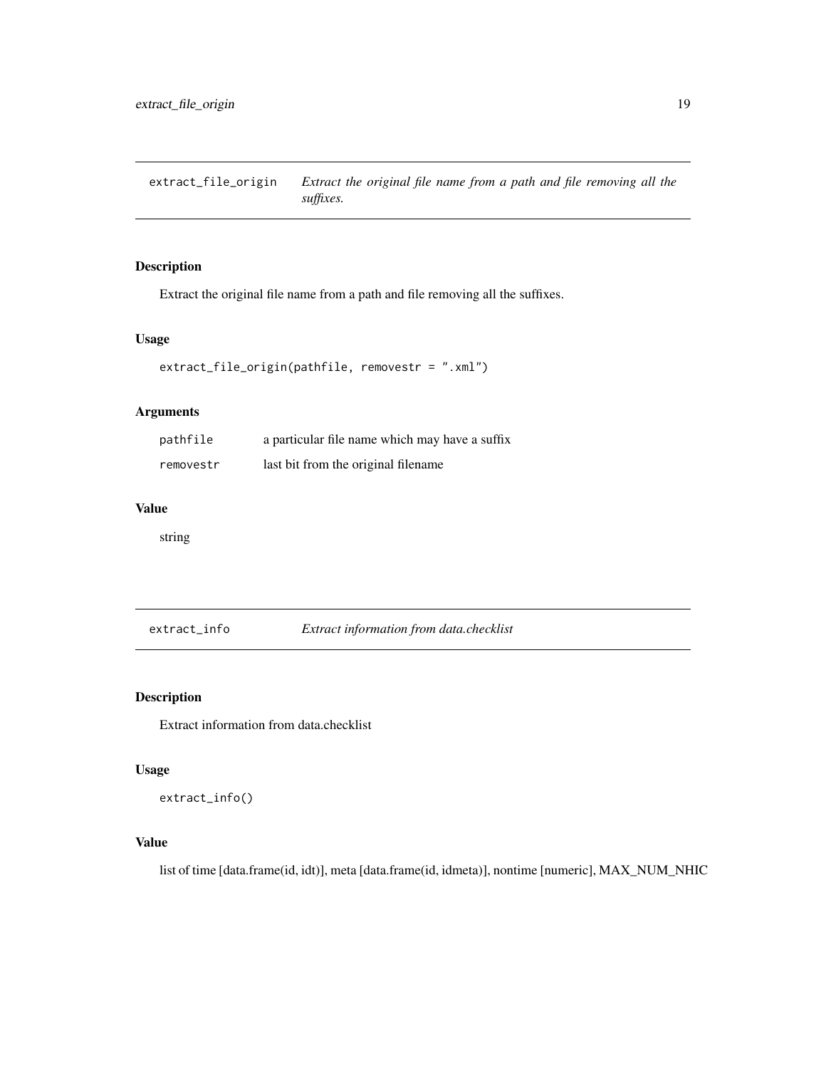## extract_file_origin — *Extract the original file name from a path and file removing all the suffixes.*

### Description

Extract the original file name from a path and file removing all the suffixes.

### Usage

```
extract_file_origin(pathfile, removestr = ".xml")
```

### Arguments

| | |
|---|---|
| pathfile | a particular file name which may have a suffix |
| removestr | last bit from the original filename |

### Value

string

## extract_info — *Extract information from data.checklist*

### Description

Extract information from data.checklist

### Usage

```
extract_info()
```

### Value

list of time [data.frame(id, idt)], meta [data.frame(id, idmeta)], nontime [numeric], MAX_NUM_NHIC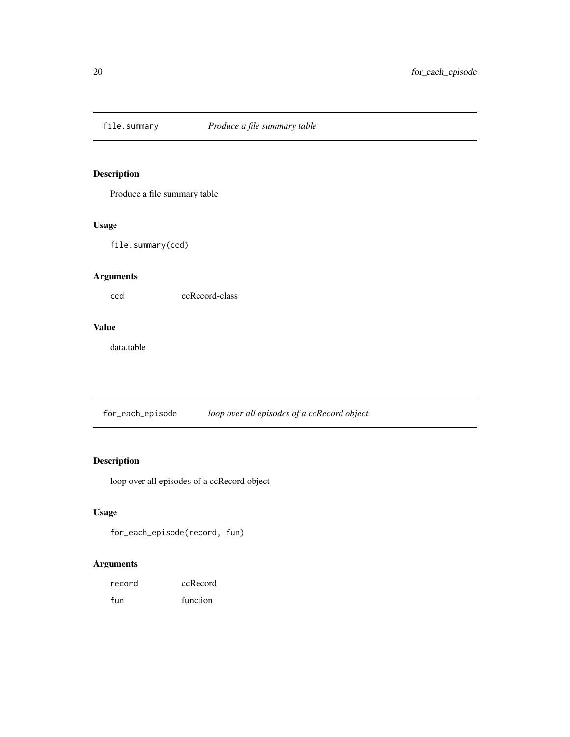## file.summary *Produce a file summary table*

### Description

Produce a file summary table

### Usage

```
file.summary(ccd)
```

### Arguments

| | |
|---|---|
| ccd | ccRecord-class |

### Value

data.table

## for_each_episode *loop over all episodes of a ccRecord object*

### Description

loop over all episodes of a ccRecord object

### Usage

```
for_each_episode(record, fun)
```

### Arguments

| | |
|---|---|
| record | ccRecord |
| fun | function |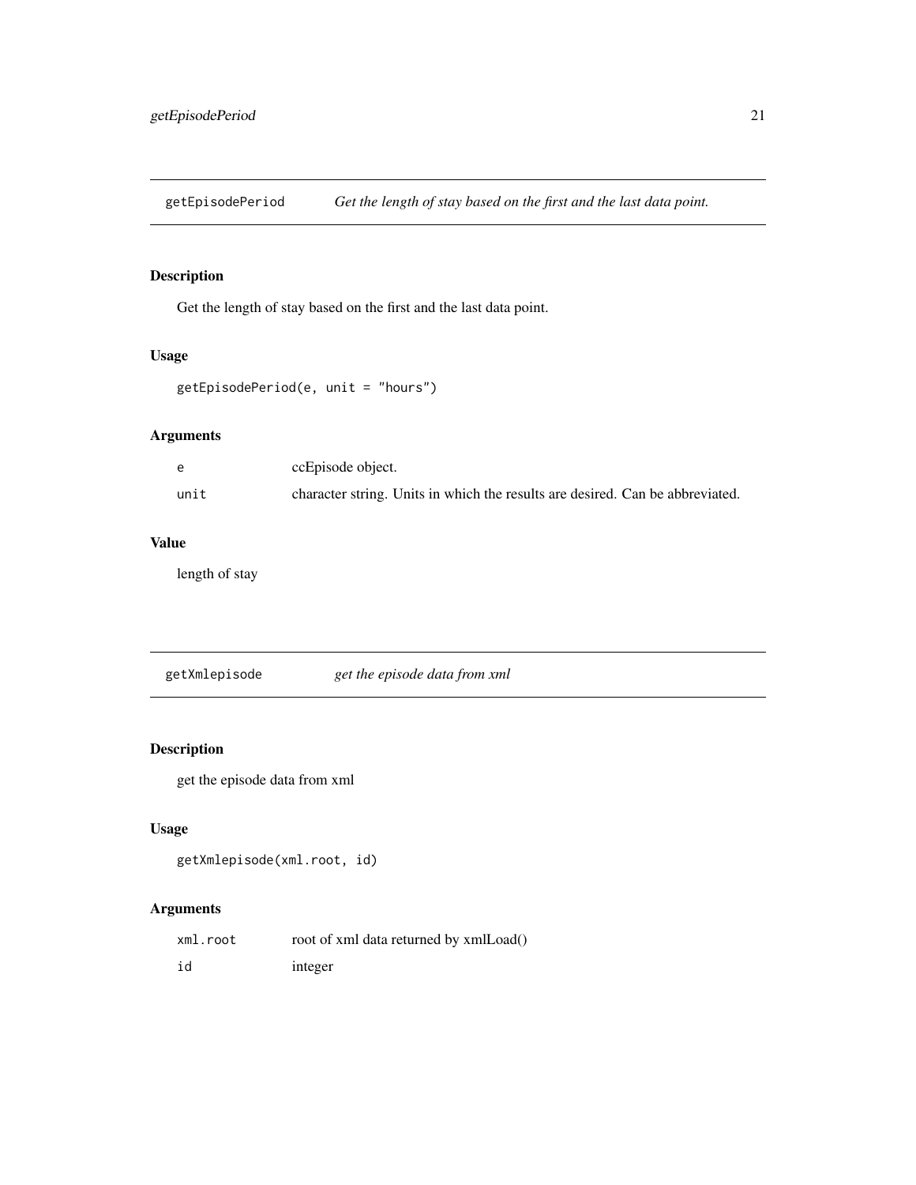## getEpisodePeriod — *Get the length of stay based on the first and the last data point.*

### Description

Get the length of stay based on the first and the last data point.

### Usage

```
getEpisodePeriod(e, unit = "hours")
```

### Arguments

| | |
|---|---|
| `e` | ccEpisode object. |
| `unit` | character string. Units in which the results are desired. Can be abbreviated. |

### Value

length of stay

## getXmlepisode — *get the episode data from xml*

### Description

get the episode data from xml

### Usage

```
getXmlepisode(xml.root, id)
```

### Arguments

| | |
|---|---|
| `xml.root` | root of xml data returned by xmlLoad() |
| `id` | integer |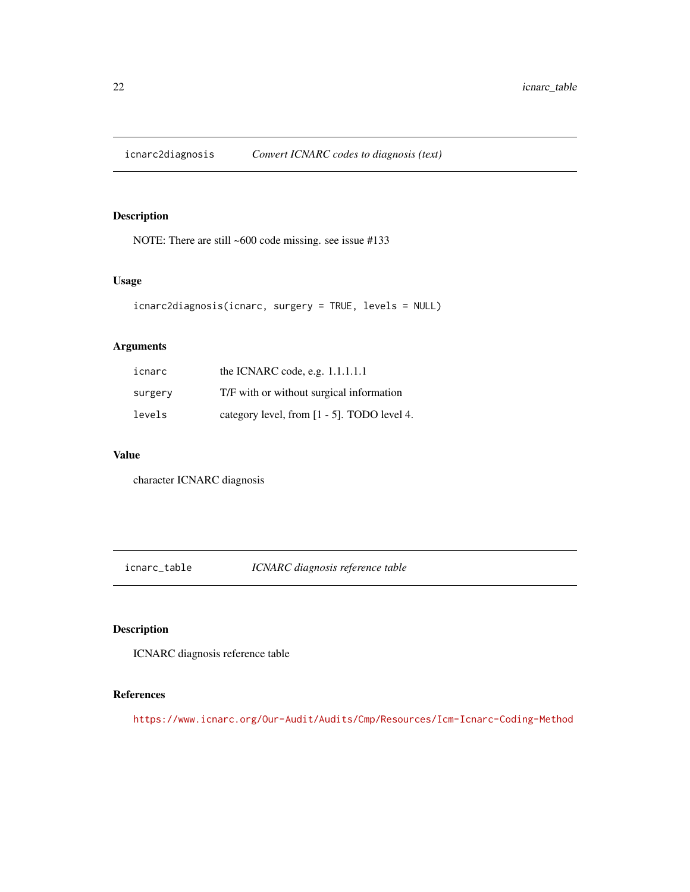## icnarc2diagnosis — *Convert ICNARC codes to diagnosis (text)*

### Description

NOTE: There are still ~600 code missing. see issue #133

### Usage

```
icnarc2diagnosis(icnarc, surgery = TRUE, levels = NULL)
```

### Arguments

| | |
|---|---|
| icnarc | the ICNARC code, e.g. 1.1.1.1.1 |
| surgery | T/F with or without surgical information |
| levels | category level, from [1 - 5]. TODO level 4. |

### Value

character ICNARC diagnosis

## icnarc_table — *ICNARC diagnosis reference table*

### Description

ICNARC diagnosis reference table

### References

https://www.icnarc.org/Our-Audit/Audits/Cmp/Resources/Icm-Icnarc-Coding-Method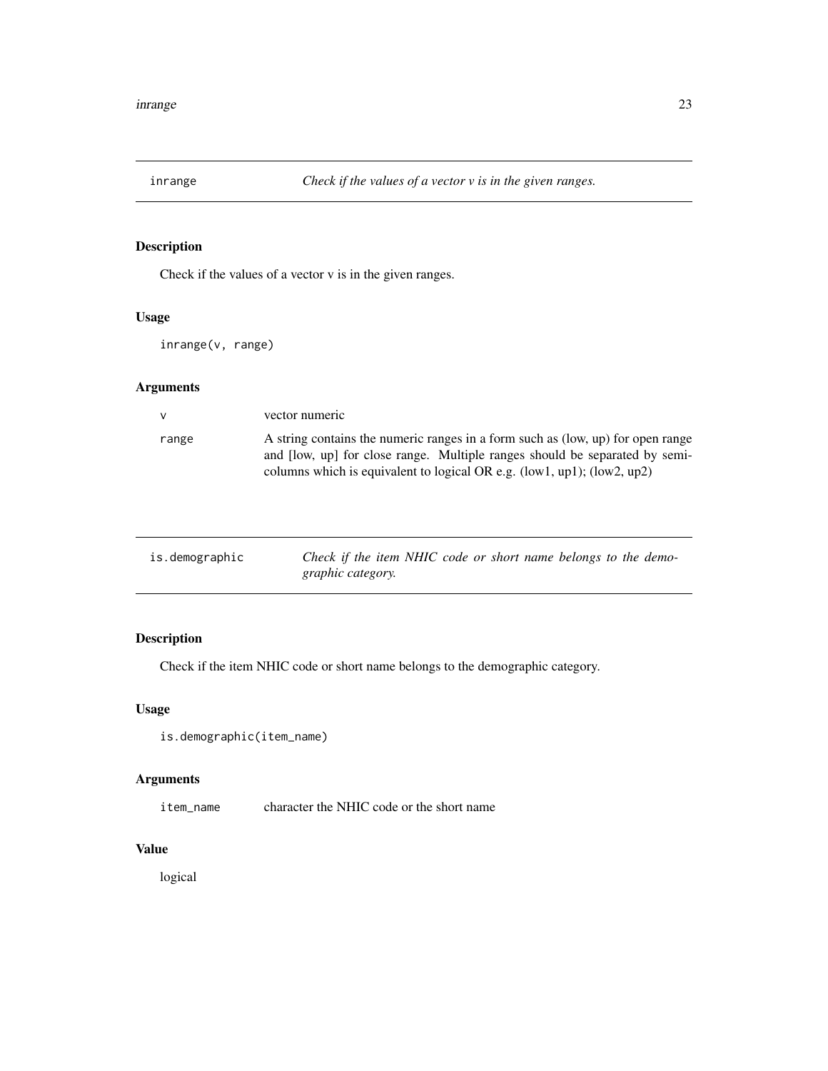## inrange — *Check if the values of a vector v is in the given ranges.*

### Description

Check if the values of a vector v is in the given ranges.

### Usage

```
inrange(v, range)
```

### Arguments

| | |
|---|---|
| v | vector numeric |
| range | A string contains the numeric ranges in a form such as (low, up) for open range and [low, up] for close range. Multiple ranges should be separated by semi-columns which is equivalent to logical OR e.g. (low1, up1); (low2, up2) |

## is.demographic — *Check if the item NHIC code or short name belongs to the demographic category.*

### Description

Check if the item NHIC code or short name belongs to the demographic category.

### Usage

```
is.demographic(item_name)
```

### Arguments

| | |
|---|---|
| item_name | character the NHIC code or the short name |

### Value

logical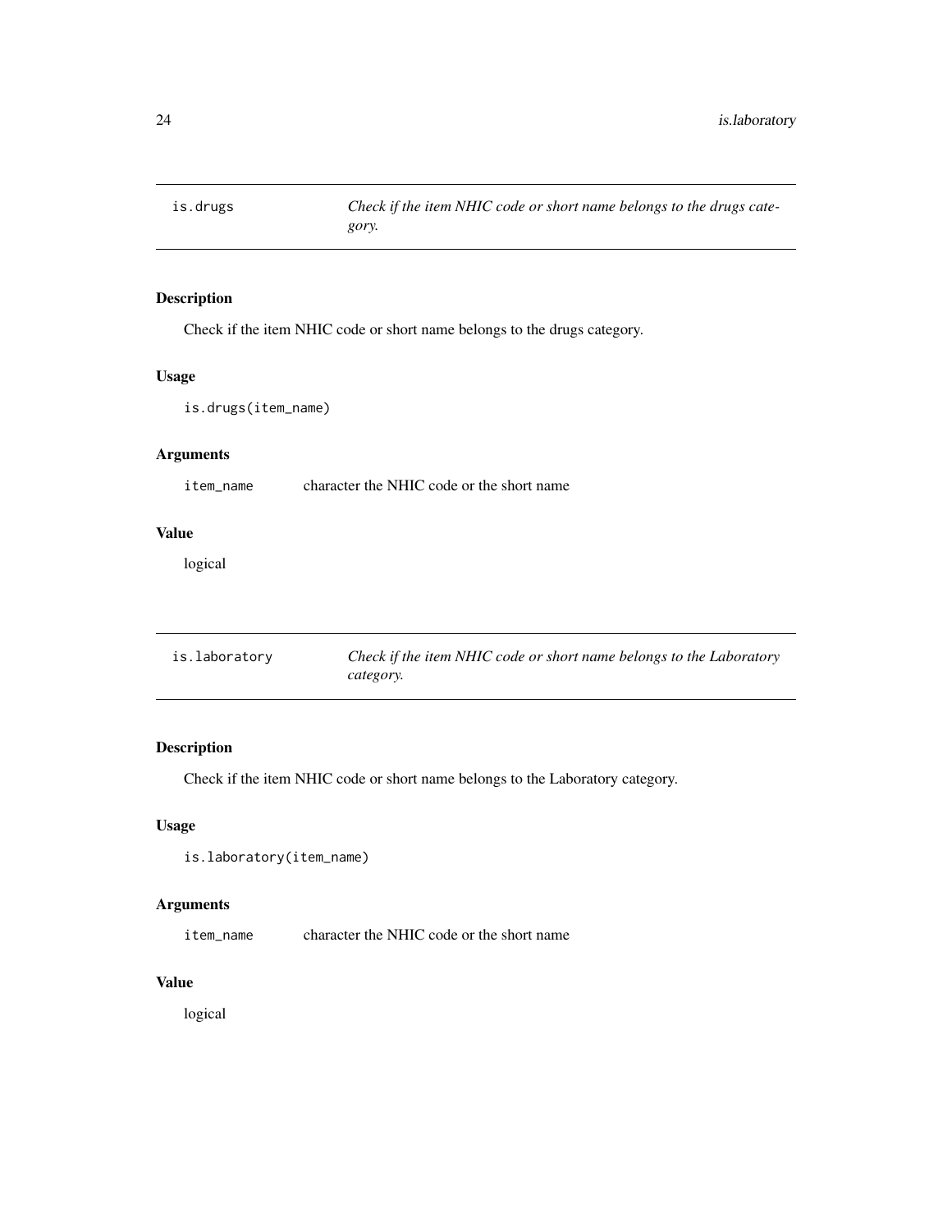## is.drugs — *Check if the item NHIC code or short name belongs to the drugs category.*

### Description

Check if the item NHIC code or short name belongs to the drugs category.

### Usage

```
is.drugs(item_name)
```

### Arguments

| | |
|---|---|
| item_name | character the NHIC code or the short name |

### Value

logical

## is.laboratory — *Check if the item NHIC code or short name belongs to the Laboratory category.*

### Description

Check if the item NHIC code or short name belongs to the Laboratory category.

### Usage

```
is.laboratory(item_name)
```

### Arguments

| | |
|---|---|
| item_name | character the NHIC code or the short name |

### Value

logical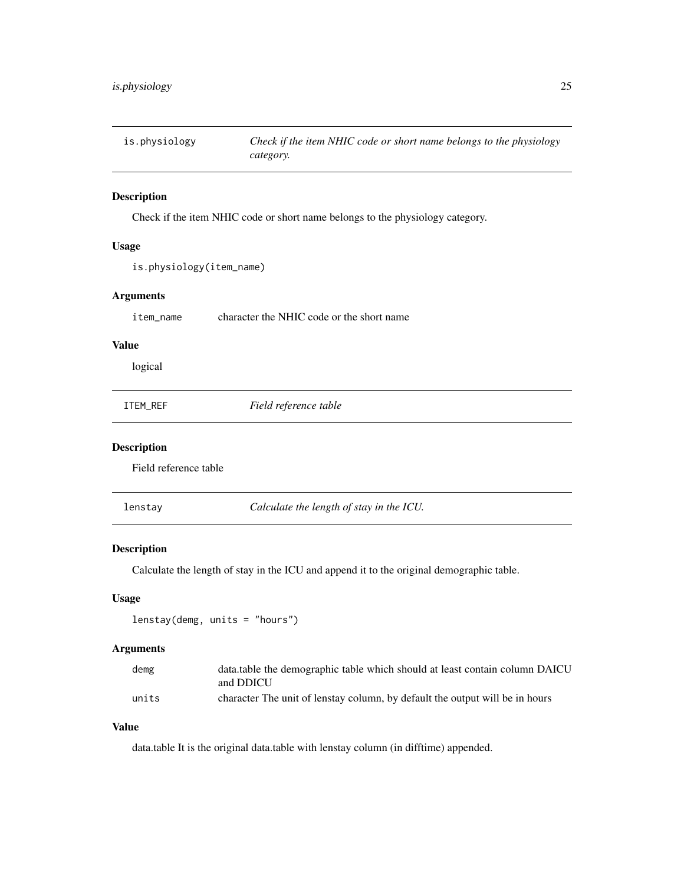## is.physiology — *Check if the item NHIC code or short name belongs to the physiology category.*

### Description

Check if the item NHIC code or short name belongs to the physiology category.

### Usage

```
is.physiology(item_name)
```

### Arguments

| | |
|---|---|
| item_name | character the NHIC code or the short name |

### Value

logical

## ITEM_REF — *Field reference table*

### Description

Field reference table

## lenstay — *Calculate the length of stay in the ICU.*

### Description

Calculate the length of stay in the ICU and append it to the original demographic table.

### Usage

```
lenstay(demg, units = "hours")
```

### Arguments

| | |
|---|---|
| demg | data.table the demographic table which should at least contain column DAICU and DDICU |
| units | character The unit of lenstay column, by default the output will be in hours |

### Value

data.table It is the original data.table with lenstay column (in difftime) appended.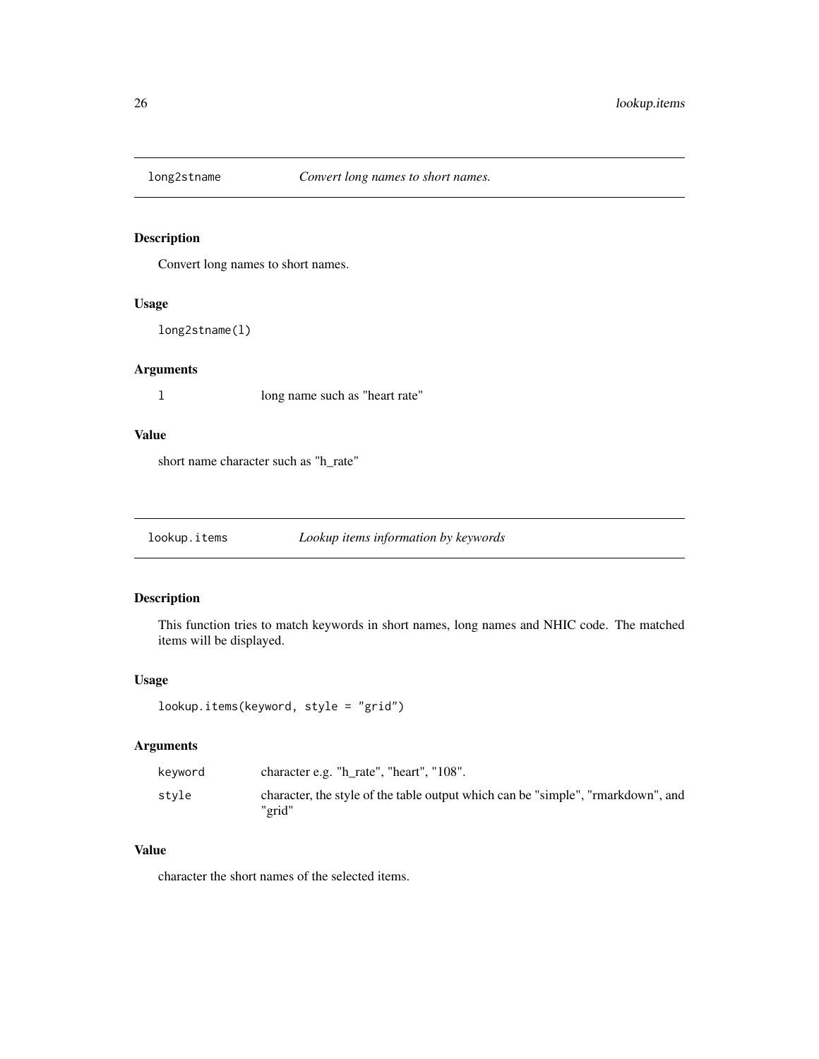## long2stname — *Convert long names to short names.*

### Description

Convert long names to short names.

### Usage

```
long2stname(l)
```

### Arguments

| | |
|---|---|
| `l` | long name such as "heart rate" |

### Value

short name character such as "h_rate"

## lookup.items — *Lookup items information by keywords*

### Description

This function tries to match keywords in short names, long names and NHIC code. The matched items will be displayed.

### Usage

```
lookup.items(keyword, style = "grid")
```

### Arguments

| | |
|---|---|
| `keyword` | character e.g. "h_rate", "heart", "108". |
| `style` | character, the style of the table output which can be "simple", "rmarkdown", and "grid" |

### Value

character the short names of the selected items.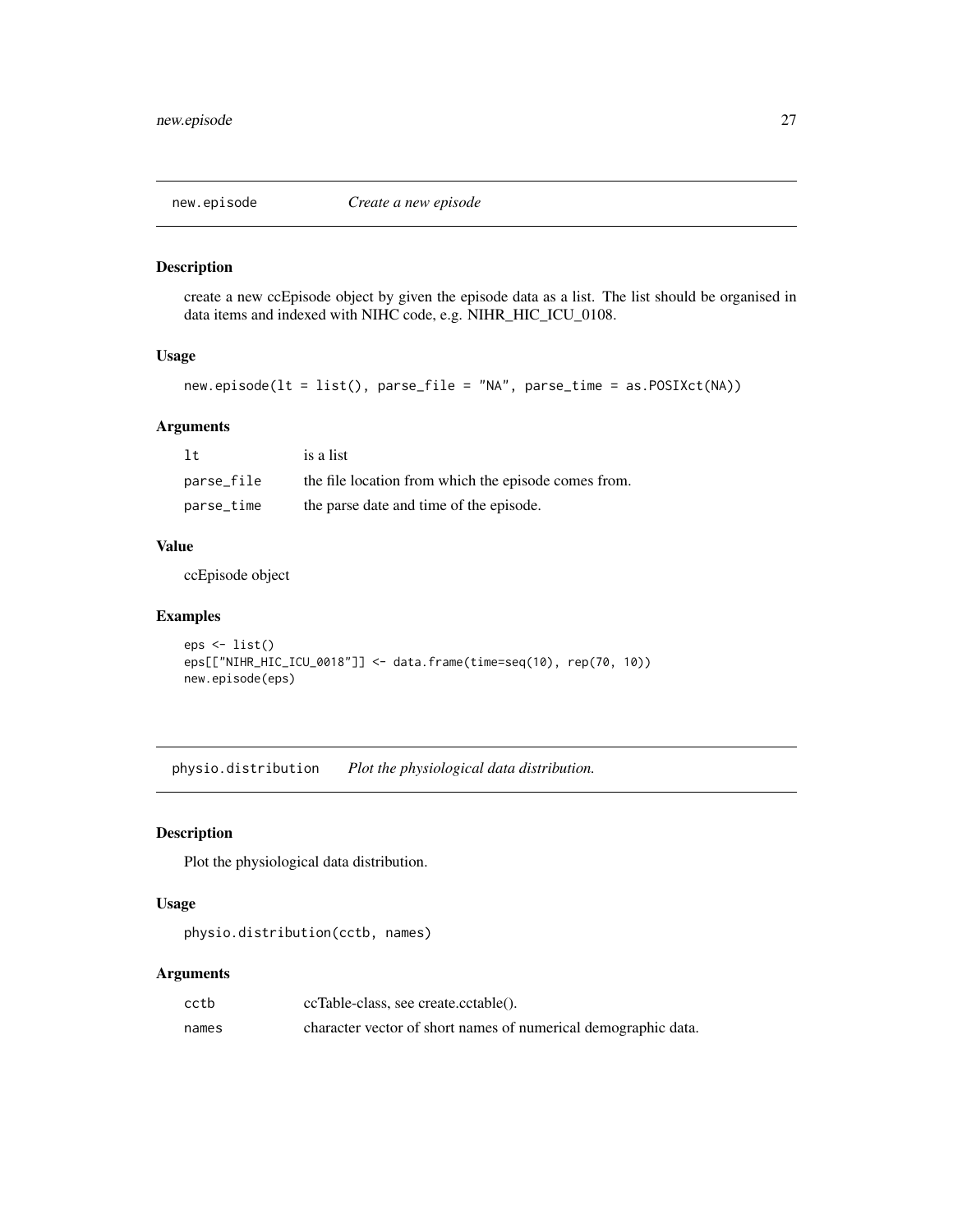## new.episode *Create a new episode*

### Description

create a new ccEpisode object by given the episode data as a list. The list should be organised in data items and indexed with NIHC code, e.g. NIHR_HIC_ICU_0108.

### Usage

```
new.episode(lt = list(), parse_file = "NA", parse_time = as.POSIXct(NA))
```

### Arguments

| | |
|---|---|
| lt | is a list |
| parse_file | the file location from which the episode comes from. |
| parse_time | the parse date and time of the episode. |

### Value

ccEpisode object

### Examples

```
eps <- list()
eps[["NIHR_HIC_ICU_0018"]] <- data.frame(time=seq(10), rep(70, 10))
new.episode(eps)
```

## physio.distribution *Plot the physiological data distribution.*

### Description

Plot the physiological data distribution.

### Usage

```
physio.distribution(cctb, names)
```

### Arguments

| | |
|---|---|
| cctb | ccTable-class, see create.cctable(). |
| names | character vector of short names of numerical demographic data. |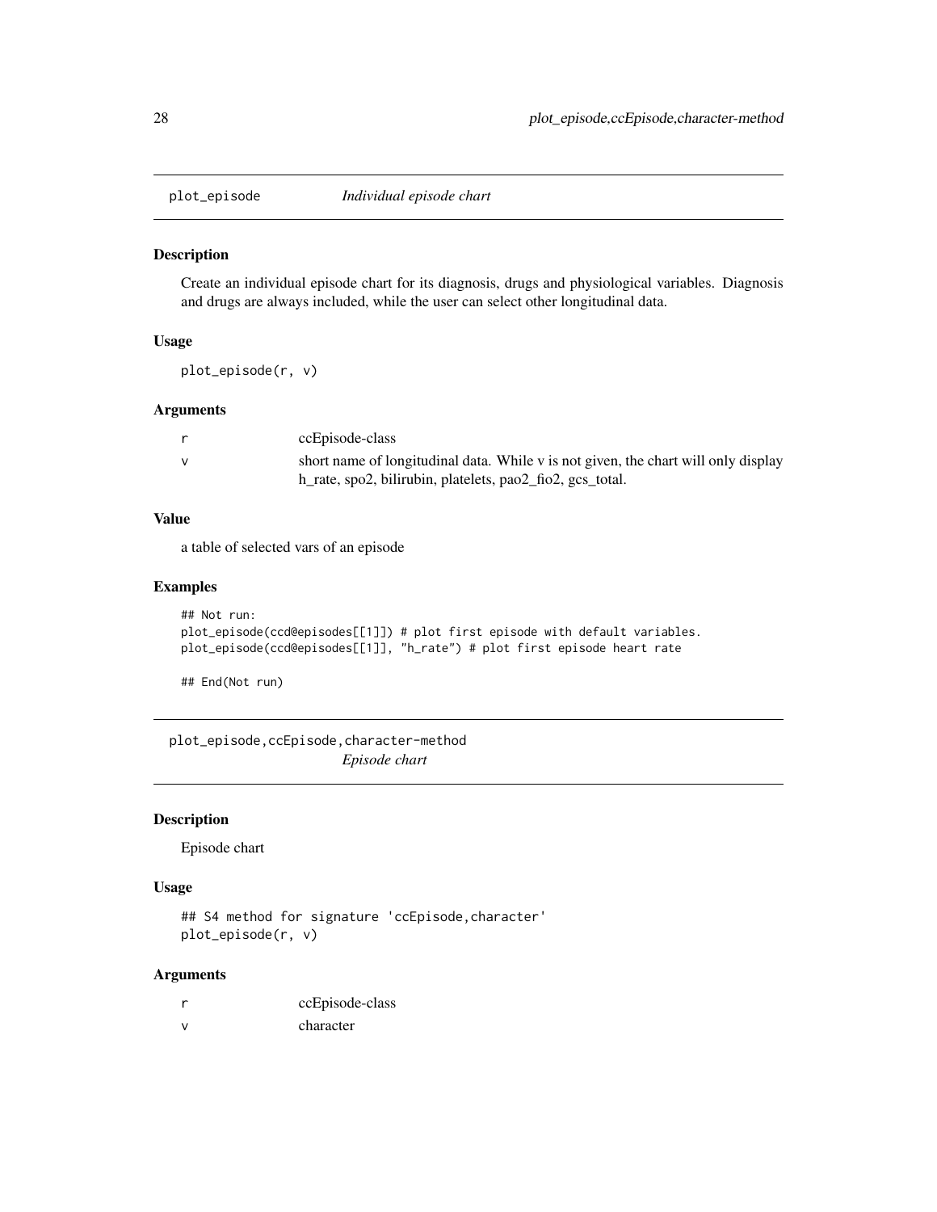## plot_episode — *Individual episode chart*

### Description

Create an individual episode chart for its diagnosis, drugs and physiological variables. Diagnosis and drugs are always included, while the user can select other longitudinal data.

### Usage

```
plot_episode(r, v)
```

### Arguments

| | |
|---|---|
| r | ccEpisode-class |
| v | short name of longitudinal data. While v is not given, the chart will only display h_rate, spo2, bilirubin, platelets, pao2_fio2, gcs_total. |

### Value

a table of selected vars of an episode

### Examples

```
## Not run:
plot_episode(ccd@episodes[[1]]) # plot first episode with default variables.
plot_episode(ccd@episodes[[1]], "h_rate") # plot first episode heart rate

## End(Not run)
```

## plot_episode,ccEpisode,character-method — *Episode chart*

### Description

Episode chart

### Usage

```
## S4 method for signature 'ccEpisode,character'
plot_episode(r, v)
```

### Arguments

| | |
|---|---|
| r | ccEpisode-class |
| v | character |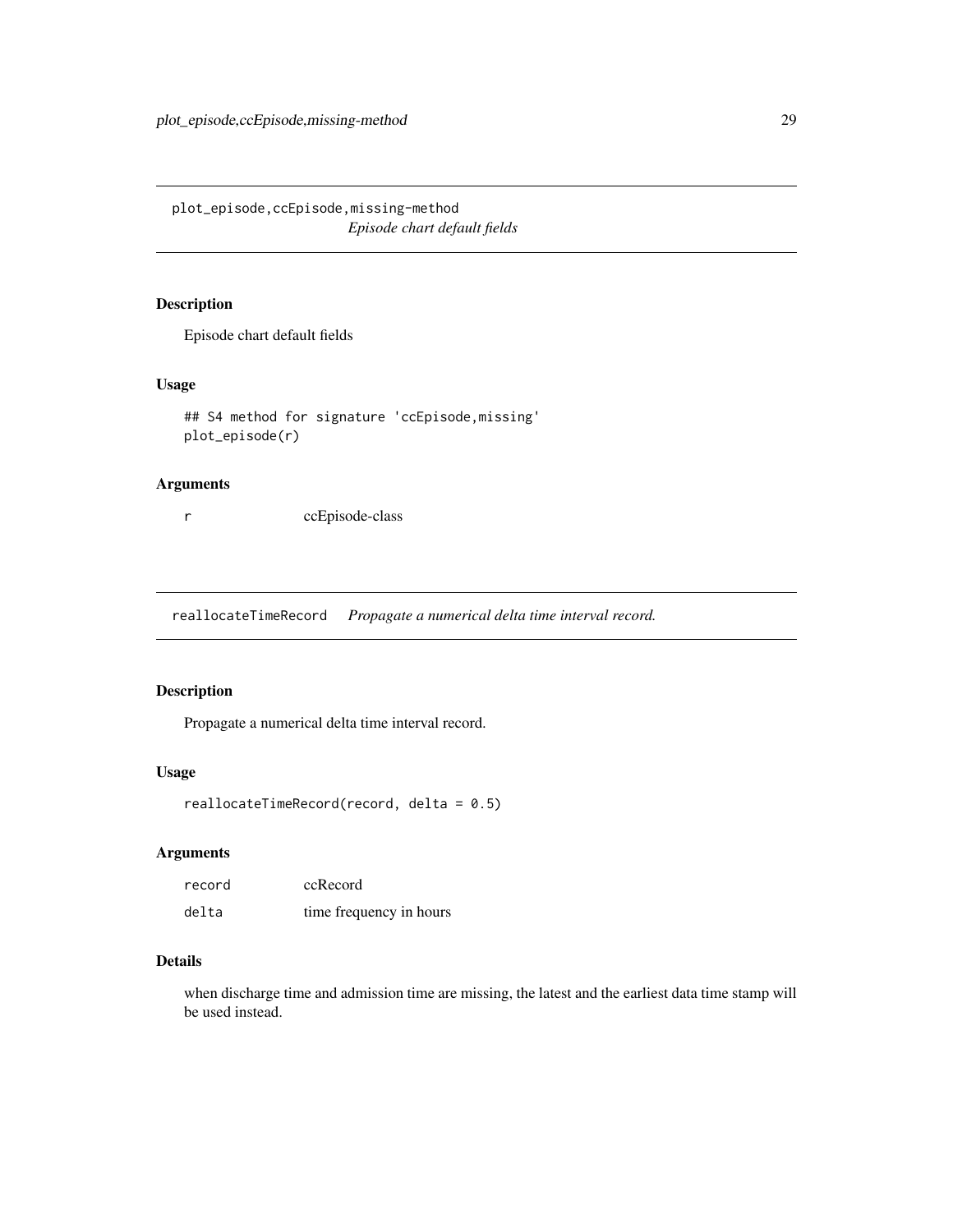## plot_episode,ccEpisode,missing-method

*Episode chart default fields*

### Description

Episode chart default fields

### Usage

```
## S4 method for signature 'ccEpisode,missing'
plot_episode(r)
```

### Arguments

| | |
|---|---|
| r | ccEpisode-class |

## reallocateTimeRecord

*Propagate a numerical delta time interval record.*

### Description

Propagate a numerical delta time interval record.

### Usage

```
reallocateTimeRecord(record, delta = 0.5)
```

### Arguments

| | |
|---|---|
| record | ccRecord |
| delta | time frequency in hours |

### Details

when discharge time and admission time are missing, the latest and the earliest data time stamp will be used instead.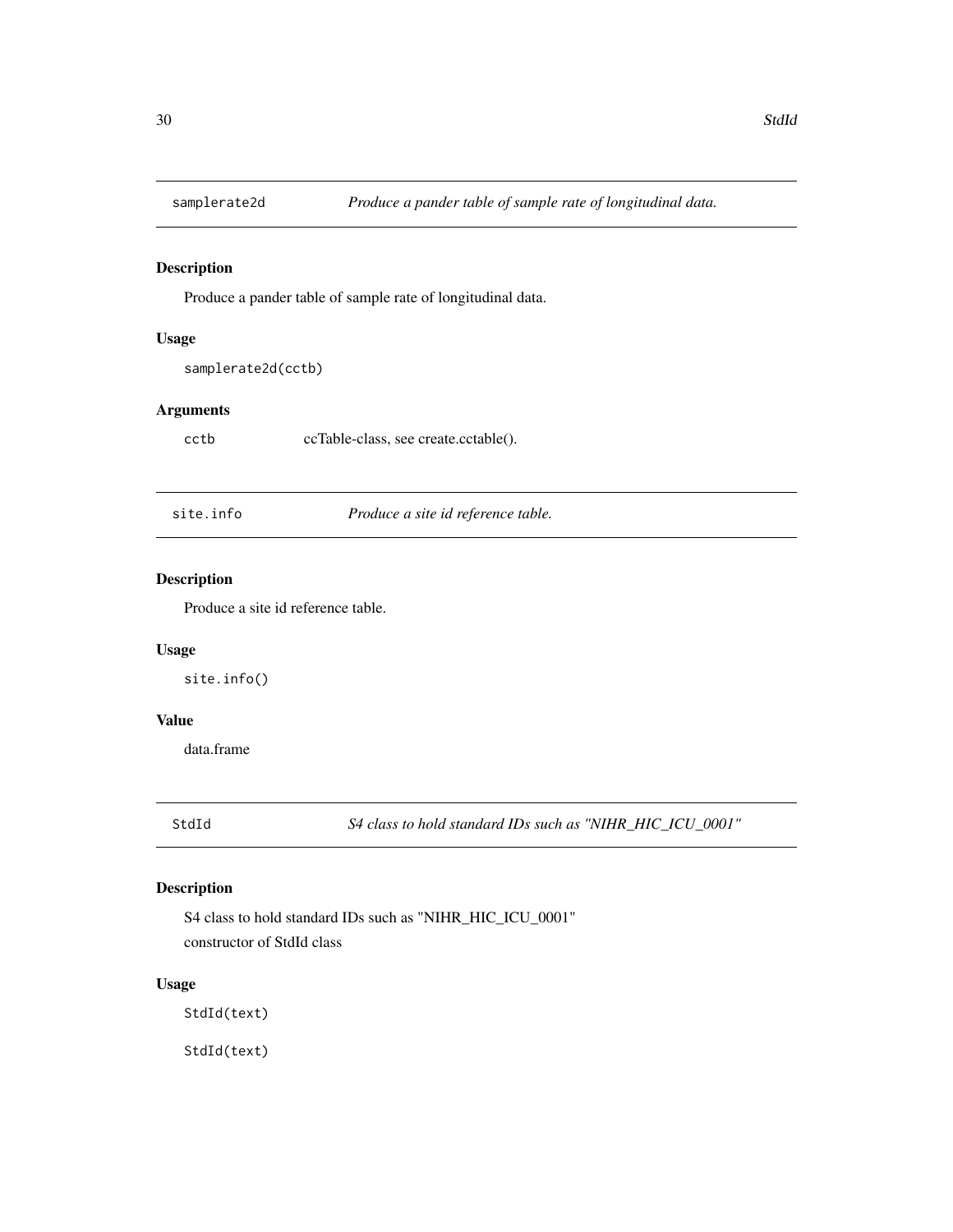## samplerate2d — *Produce a pander table of sample rate of longitudinal data.*

### Description

Produce a pander table of sample rate of longitudinal data.

### Usage

```
samplerate2d(cctb)
```

### Arguments

| | |
|---|---|
| cctb | ccTable-class, see create.cctable(). |

## site.info — *Produce a site id reference table.*

### Description

Produce a site id reference table.

### Usage

```
site.info()
```

### Value

data.frame

## StdId — *S4 class to hold standard IDs such as "NIHR_HIC_ICU_0001"*

### Description

S4 class to hold standard IDs such as "NIHR_HIC_ICU_0001"

constructor of StdId class

### Usage

```
StdId(text)

StdId(text)
```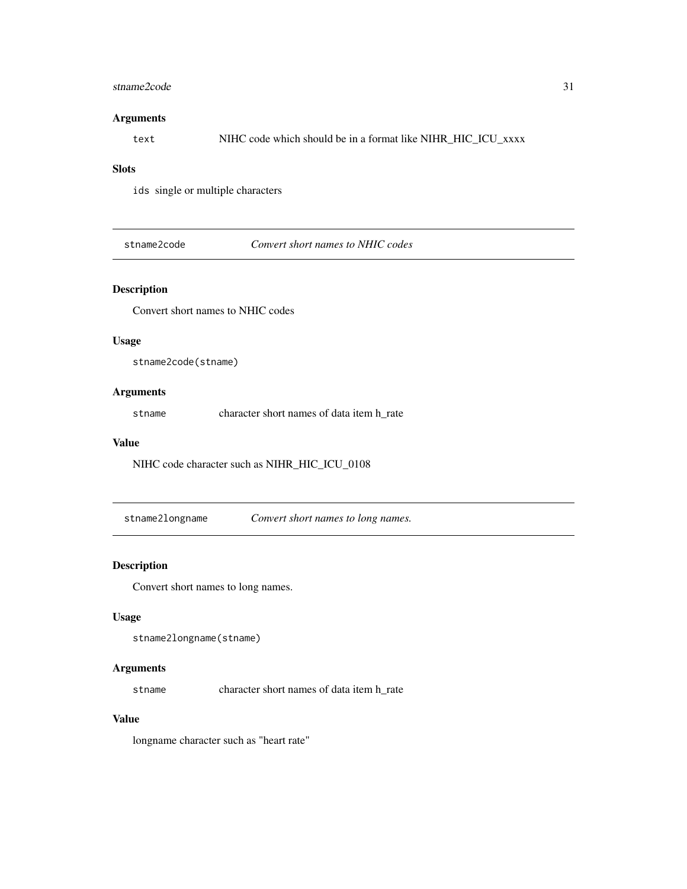### Arguments

`text` NIHC code which should be in a format like NIHR_HIC_ICU_xxxx

### Slots

`ids` single or multiple characters

---

## stname2code *Convert short names to NHIC codes*

---

### Description

Convert short names to NHIC codes

### Usage

```
stname2code(stname)
```

### Arguments

`stname` character short names of data item h_rate

### Value

NIHC code character such as NIHR_HIC_ICU_0108

---

## stname2longname *Convert short names to long names.*

---

### Description

Convert short names to long names.

### Usage

```
stname2longname(stname)
```

### Arguments

`stname` character short names of data item h_rate

### Value

longname character such as "heart rate"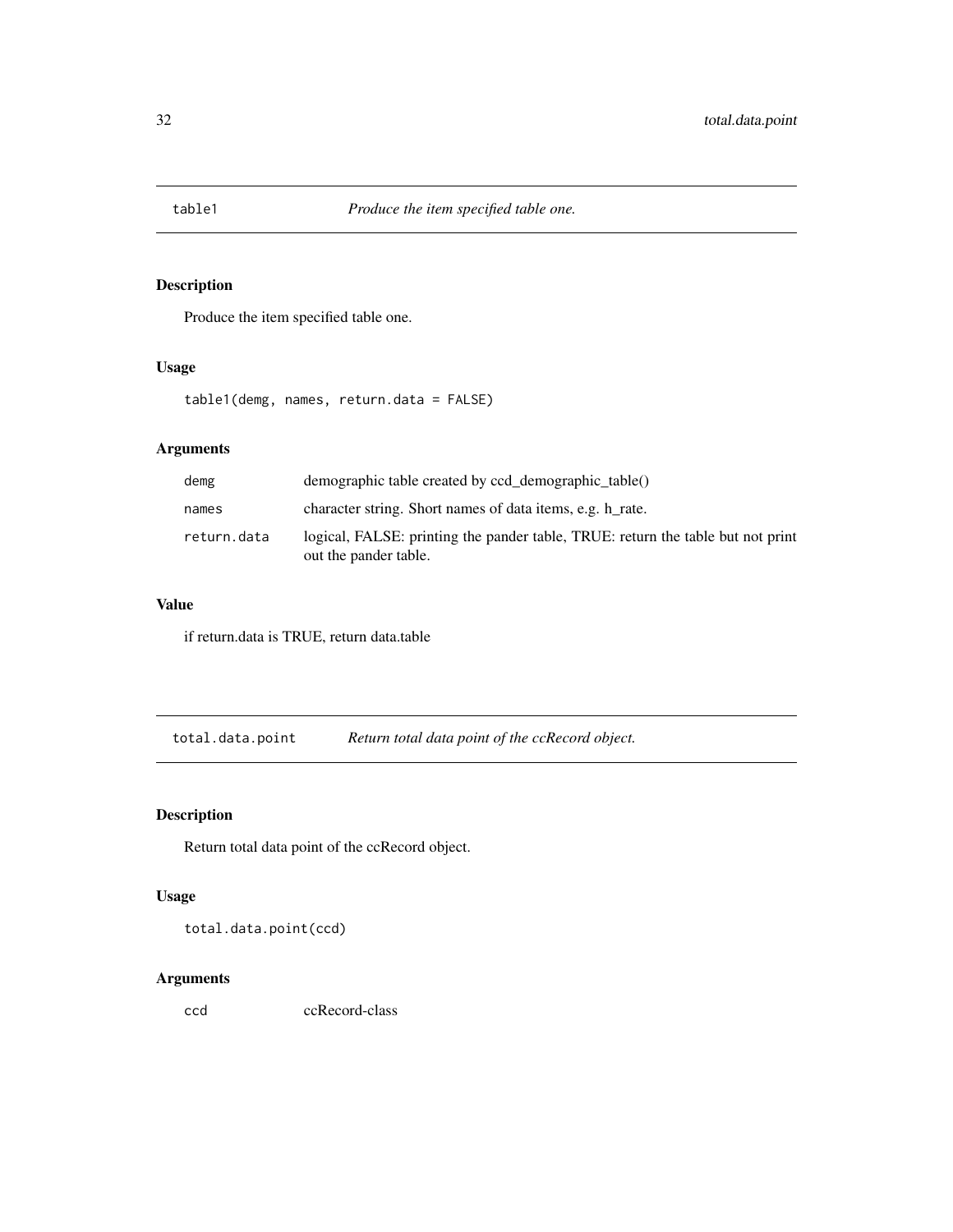## table1 *Produce the item specified table one.*

### Description

Produce the item specified table one.

### Usage

```
table1(demg, names, return.data = FALSE)
```

### Arguments

| | |
|---|---|
| demg | demographic table created by ccd_demographic_table() |
| names | character string. Short names of data items, e.g. h_rate. |
| return.data | logical, FALSE: printing the pander table, TRUE: return the table but not print out the pander table. |

### Value

if return.data is TRUE, return data.table

## total.data.point *Return total data point of the ccRecord object.*

### Description

Return total data point of the ccRecord object.

### Usage

```
total.data.point(ccd)
```

### Arguments

| | |
|---|---|
| ccd | ccRecord-class |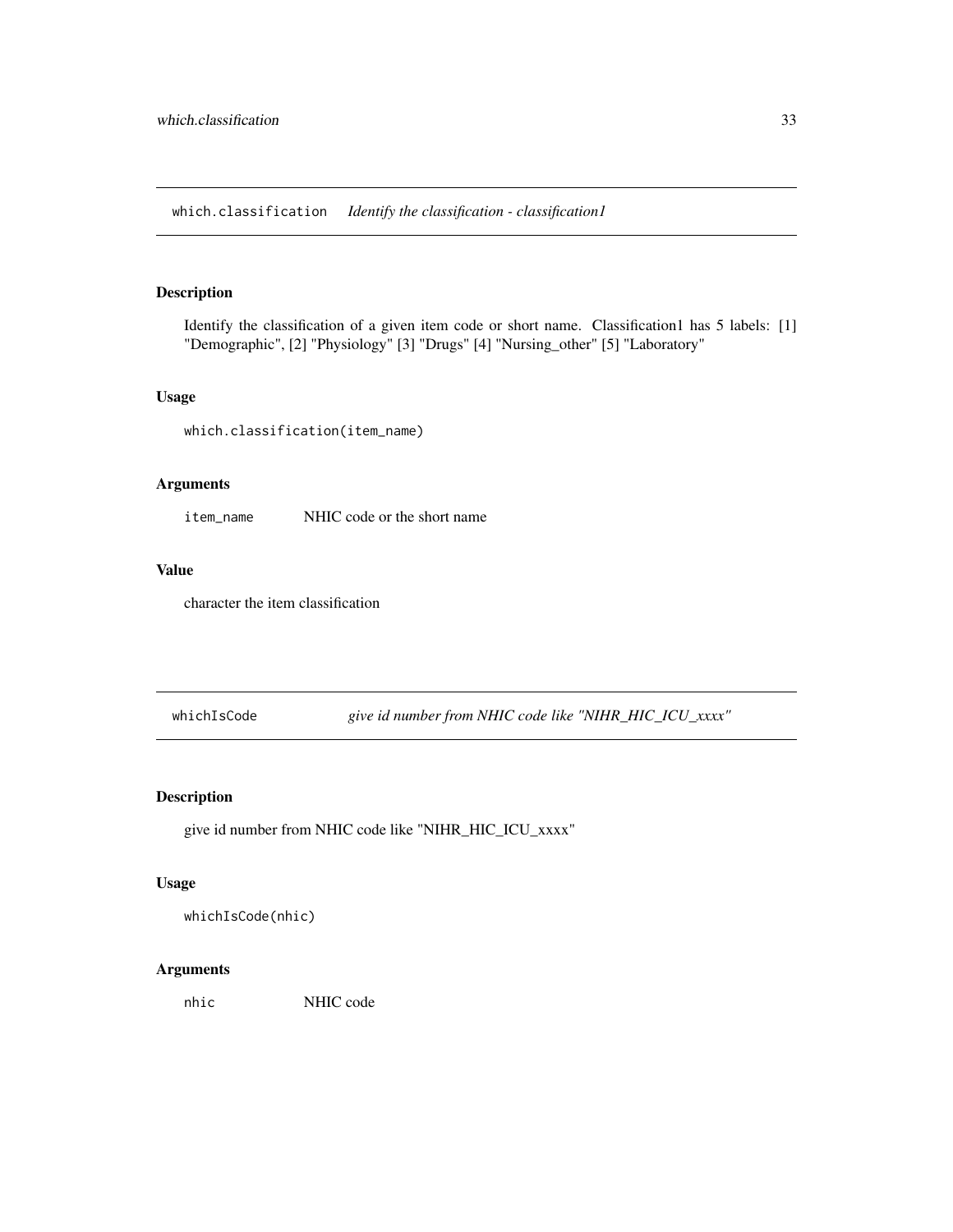## which.classification *Identify the classification - classification1*

### Description

Identify the classification of a given item code or short name. Classification1 has 5 labels: [1] "Demographic", [2] "Physiology" [3] "Drugs" [4] "Nursing_other" [5] "Laboratory"

### Usage

```
which.classification(item_name)
```

### Arguments

| | |
|---|---|
| `item_name` | NHIC code or the short name |

### Value

character the item classification

## whichIsCode *give id number from NHIC code like "NIHR_HIC_ICU_xxxx"*

### Description

give id number from NHIC code like "NIHR_HIC_ICU_xxxx"

### Usage

```
whichIsCode(nhic)
```

### Arguments

| | |
|---|---|
| `nhic` | NHIC code |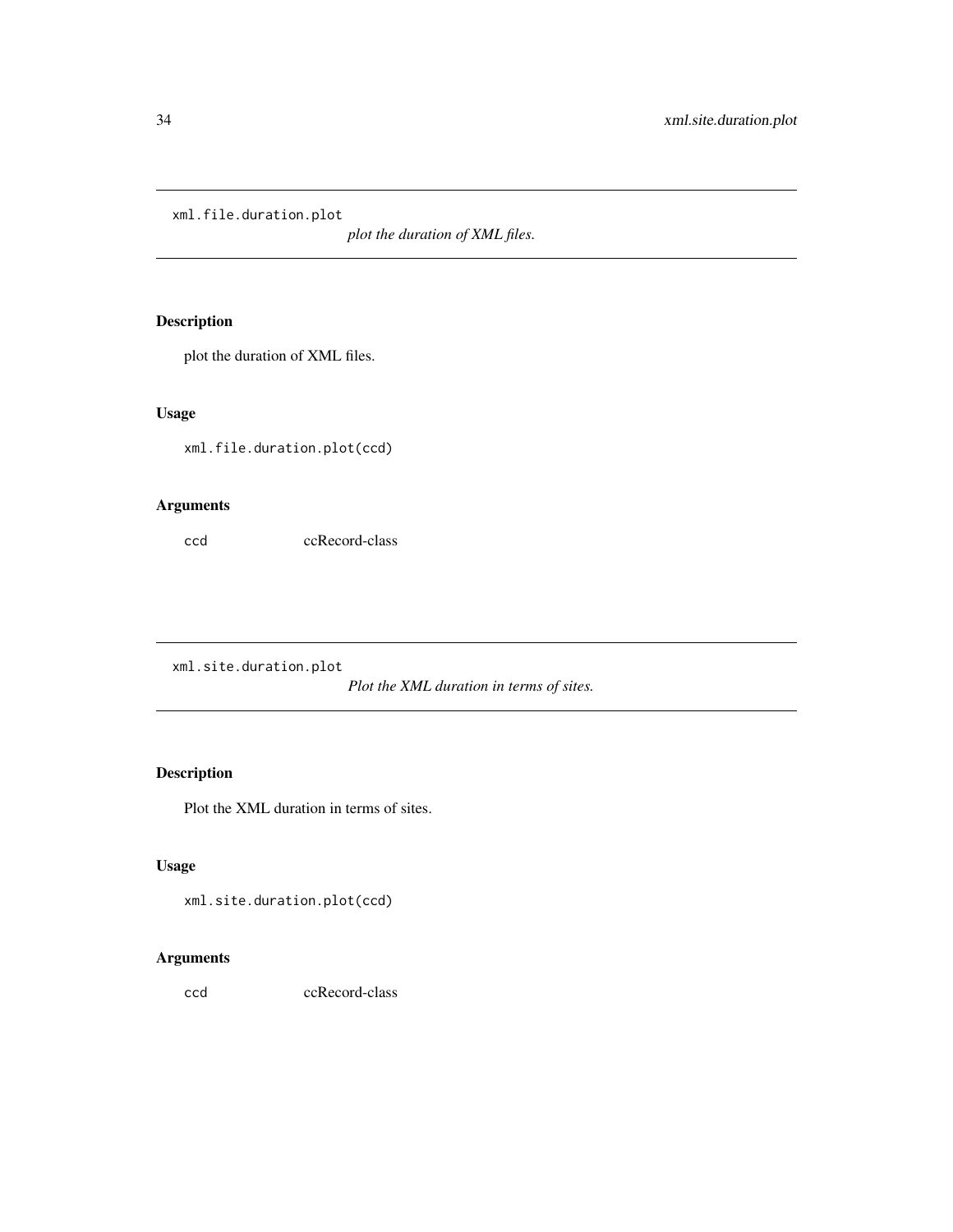## xml.file.duration.plot

*plot the duration of XML files.*

### Description

plot the duration of XML files.

### Usage

```
xml.file.duration.plot(ccd)
```

### Arguments

| | |
|---|---|
| `ccd` | ccRecord-class |

## xml.site.duration.plot

*Plot the XML duration in terms of sites.*

### Description

Plot the XML duration in terms of sites.

### Usage

```
xml.site.duration.plot(ccd)
```

### Arguments

| | |
|---|---|
| `ccd` | ccRecord-class |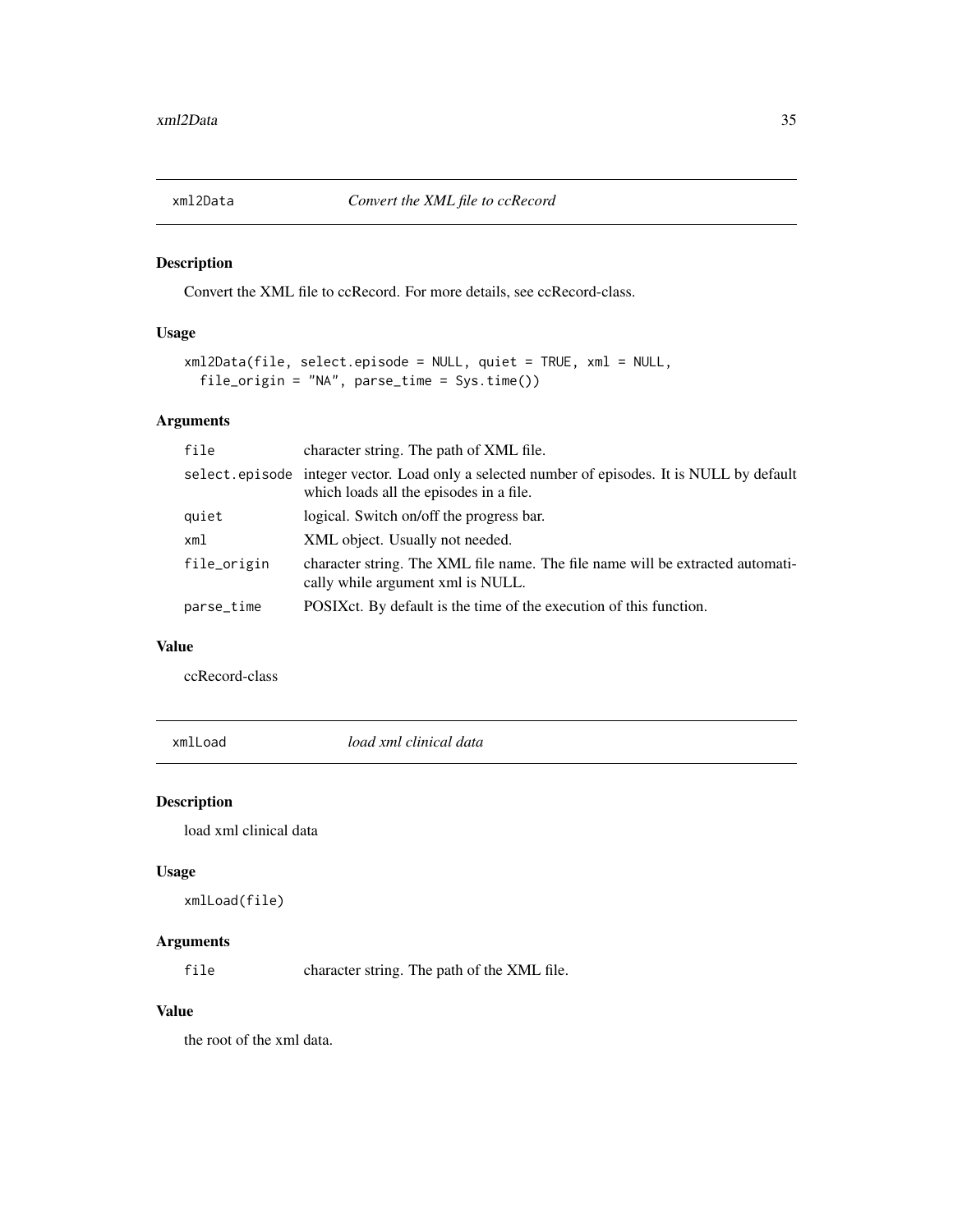## xml2Data *Convert the XML file to ccRecord*

### Description

Convert the XML file to ccRecord. For more details, see ccRecord-class.

### Usage

```
xml2Data(file, select.episode = NULL, quiet = TRUE, xml = NULL,
  file_origin = "NA", parse_time = Sys.time())
```

### Arguments

| | |
|---|---|
| file | character string. The path of XML file. |
| select.episode | integer vector. Load only a selected number of episodes. It is NULL by default which loads all the episodes in a file. |
| quiet | logical. Switch on/off the progress bar. |
| xml | XML object. Usually not needed. |
| file_origin | character string. The XML file name. The file name will be extracted automatically while argument xml is NULL. |
| parse_time | POSIXct. By default is the time of the execution of this function. |

### Value

ccRecord-class

## xmlLoad *load xml clinical data*

### Description

load xml clinical data

### Usage

```
xmlLoad(file)
```

### Arguments

| | |
|---|---|
| file | character string. The path of the XML file. |

### Value

the root of the xml data.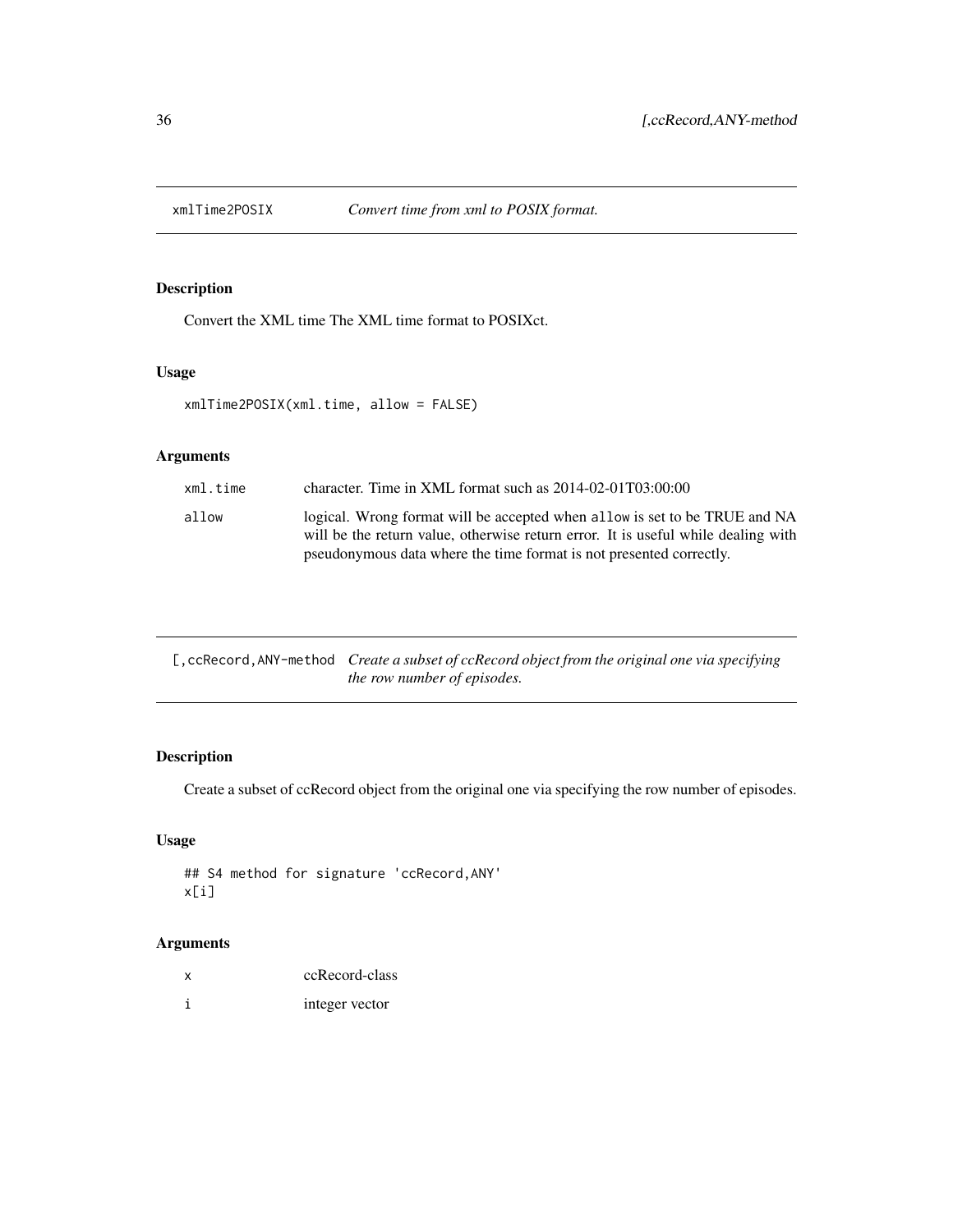## xmlTime2POSIX — *Convert time from xml to POSIX format.*

### Description

Convert the XML time The XML time format to POSIXct.

### Usage

```
xmlTime2POSIX(xml.time, allow = FALSE)
```

### Arguments

| | |
|---|---|
| xml.time | character. Time in XML format such as 2014-02-01T03:00:00 |
| allow | logical. Wrong format will be accepted when allow is set to be TRUE and NA will be the return value, otherwise return error. It is useful while dealing with pseudonymous data where the time format is not presented correctly. |

## [,ccRecord,ANY-method — *Create a subset of ccRecord object from the original one via specifying the row number of episodes.*

### Description

Create a subset of ccRecord object from the original one via specifying the row number of episodes.

### Usage

```
## S4 method for signature 'ccRecord,ANY'
x[i]
```

### Arguments

| | |
|---|---|
| x | ccRecord-class |
| i | integer vector |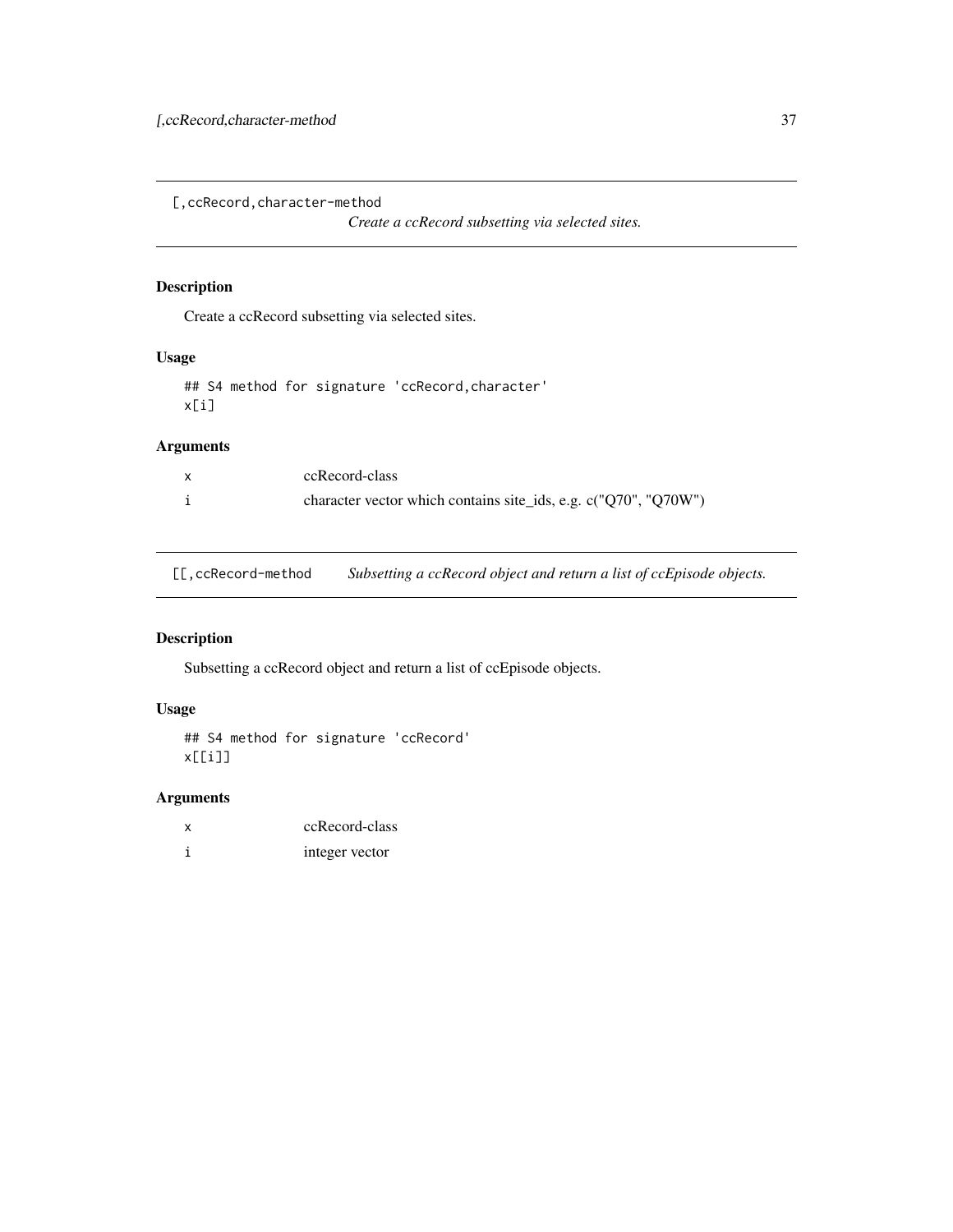## [,ccRecord,character-method — *Create a ccRecord subsetting via selected sites.*

### Description

Create a ccRecord subsetting via selected sites.

### Usage

```
## S4 method for signature 'ccRecord,character'
x[i]
```

### Arguments

| | |
|---|---|
| x | ccRecord-class |
| i | character vector which contains site_ids, e.g. c("Q70", "Q70W") |

## [[,ccRecord-method — *Subsetting a ccRecord object and return a list of ccEpisode objects.*

### Description

Subsetting a ccRecord object and return a list of ccEpisode objects.

### Usage

```
## S4 method for signature 'ccRecord'
x[[i]]
```

### Arguments

| | |
|---|---|
| x | ccRecord-class |
| i | integer vector |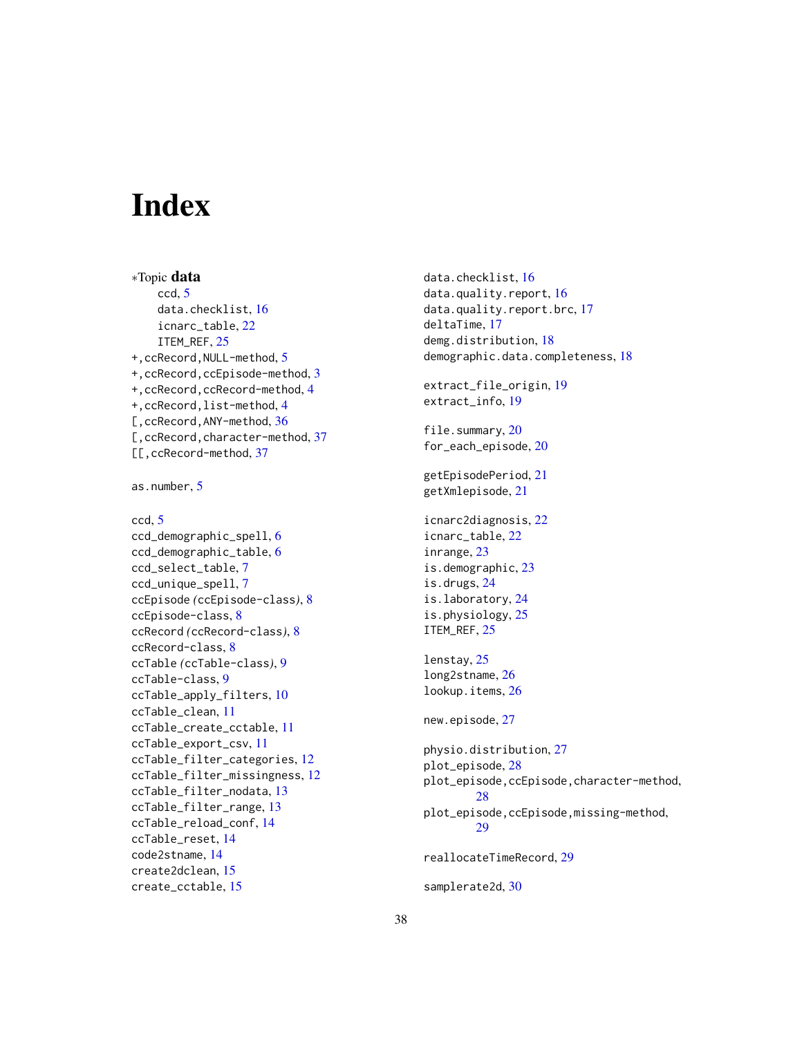# Index

∗Topic **data**
- ccd, 5
- data.checklist, 16
- icnarc_table, 22
- ITEM_REF, 25

+,ccRecord,NULL-method, 5
+,ccRecord,ccEpisode-method, 3
+,ccRecord,ccRecord-method, 4
+,ccRecord,list-method, 4
[,ccRecord,ANY-method, 36
[,ccRecord,character-method, 37
[[,ccRecord-method, 37

as.number, 5

ccd, 5
ccd_demographic_spell, 6
ccd_demographic_table, 6
ccd_select_table, 7
ccd_unique_spell, 7
ccEpisode *(ccEpisode-class)*, 8
ccEpisode-class, 8
ccRecord *(ccRecord-class)*, 8
ccRecord-class, 8
ccTable *(ccTable-class)*, 9
ccTable-class, 9
ccTable_apply_filters, 10
ccTable_clean, 11
ccTable_create_cctable, 11
ccTable_export_csv, 11
ccTable_filter_categories, 12
ccTable_filter_missingness, 12
ccTable_filter_nodata, 13
ccTable_filter_range, 13
ccTable_reload_conf, 14
ccTable_reset, 14
code2stname, 14
create2dclean, 15
create_cctable, 15

data.checklist, 16
data.quality.report, 16
data.quality.report.brc, 17
deltaTime, 17
demg.distribution, 18
demographic.data.completeness, 18

extract_file_origin, 19
extract_info, 19

file.summary, 20
for_each_episode, 20

getEpisodePeriod, 21
getXmlepisode, 21

icnarc2diagnosis, 22
icnarc_table, 22
inrange, 23
is.demographic, 23
is.drugs, 24
is.laboratory, 24
is.physiology, 25
ITEM_REF, 25

lenstay, 25
long2stname, 26
lookup.items, 26

new.episode, 27

physio.distribution, 27
plot_episode, 28
plot_episode,ccEpisode,character-method, 28
plot_episode,ccEpisode,missing-method, 29

reallocateTimeRecord, 29

samplerate2d, 30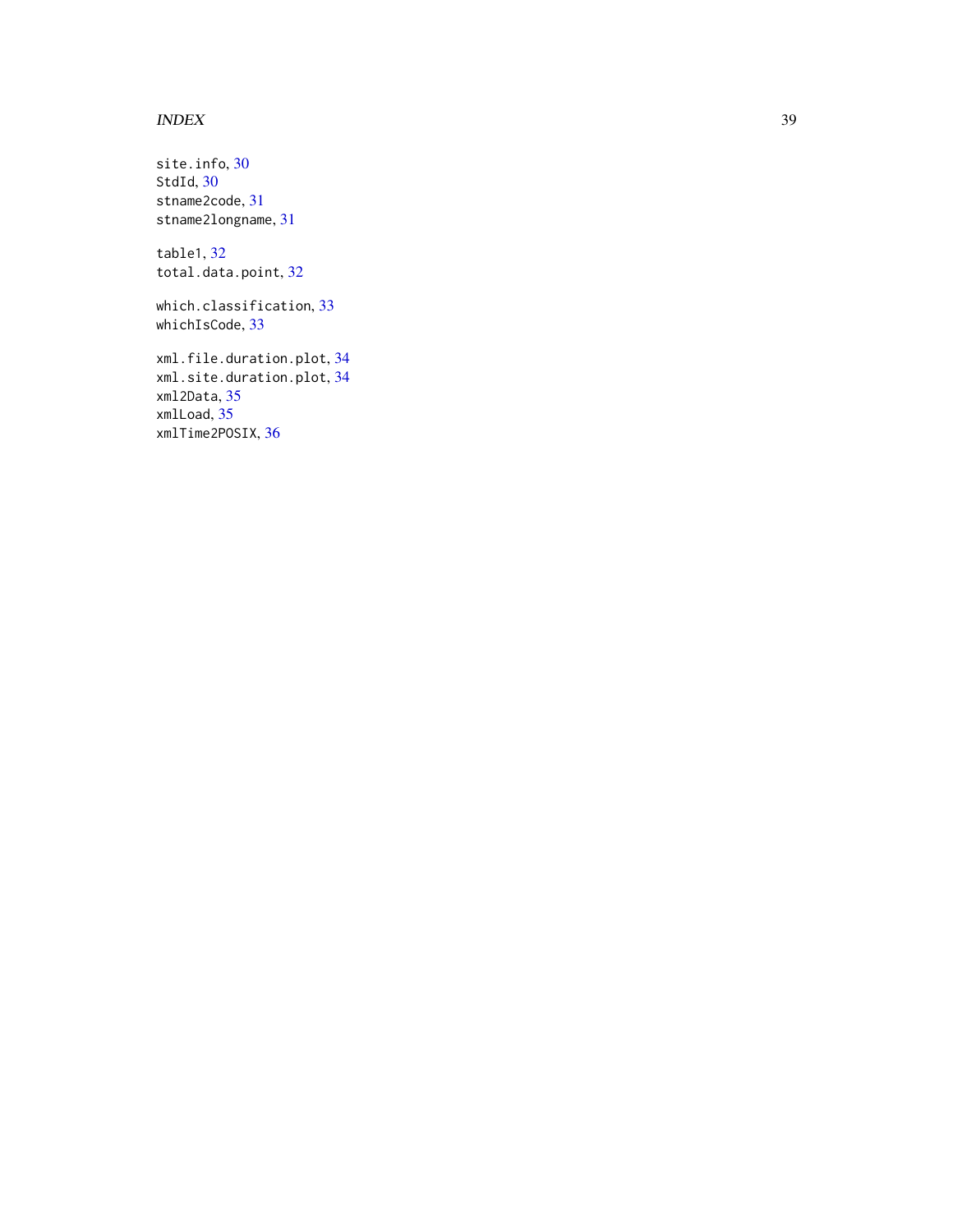site.info, 30
StdId, 30
stname2code, 31
stname2longname, 31

table1, 32
total.data.point, 32

which.classification, 33
whichIsCode, 33

xml.file.duration.plot, 34
xml.site.duration.plot, 34
xml2Data, 35
xmlLoad, 35
xmlTime2POSIX, 36